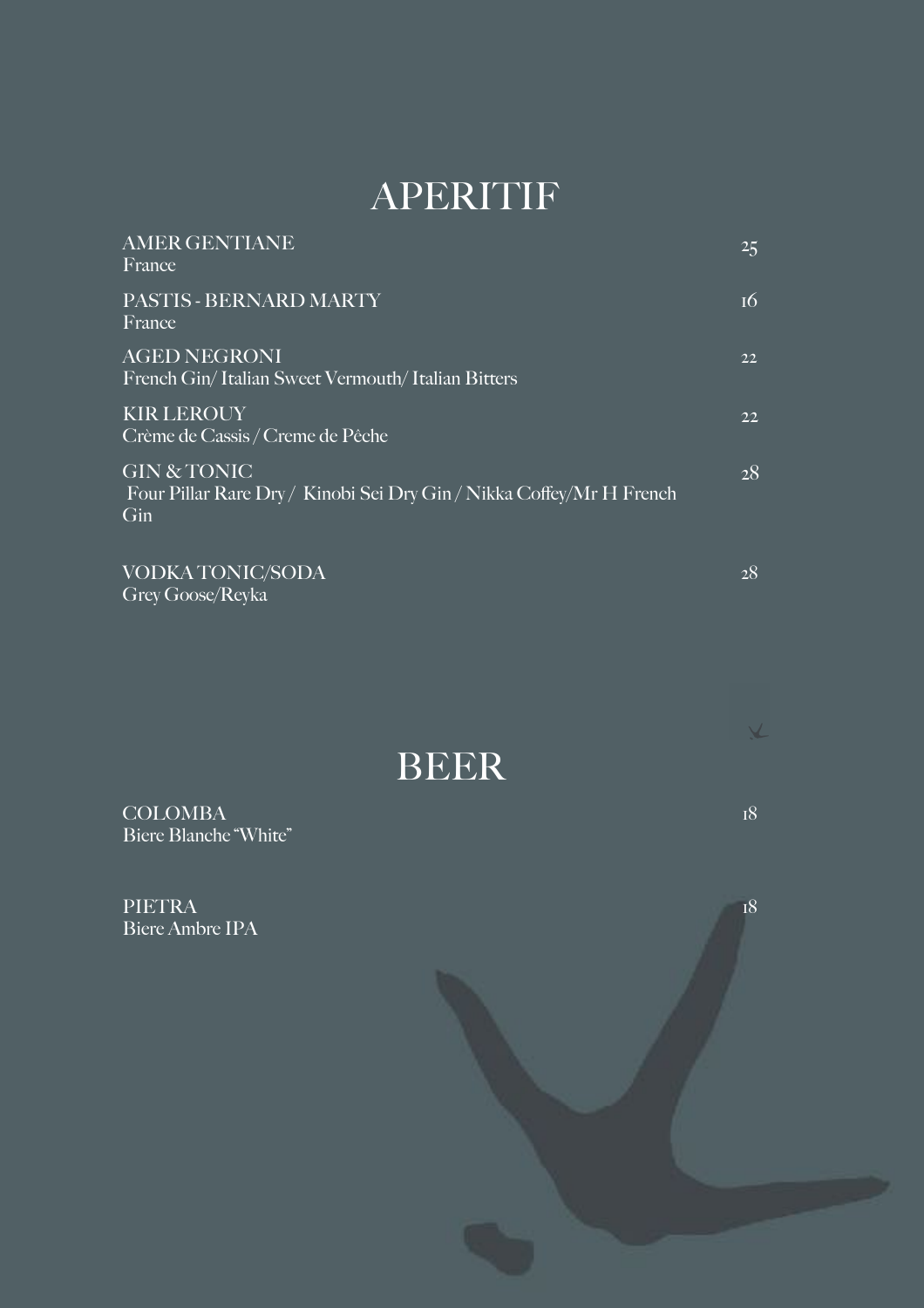# APERITIF

**AMER GENTIANE** — 25
France

**PASTIS - BERNARD MARTY** — 16
France

**AGED NEGRONI** — 22
French Gin/ Italian Sweet Vermouth/ Italian Bitters

**KIR LEROUY** — 22
Crème de Cassis / Creme de Pêche

**GIN & TONIC** — 28
Four Pillar Rare Dry / Kinobi Sei Dry Gin / Nikka Coffey/Mr H French Gin

**VODKA TONIC/SODA** — 28
Grey Goose/Reyka

# BEER

**COLOMBA** — 18
Biere Blanche "White"

**PIETRA** — 18
Biere Ambre IPA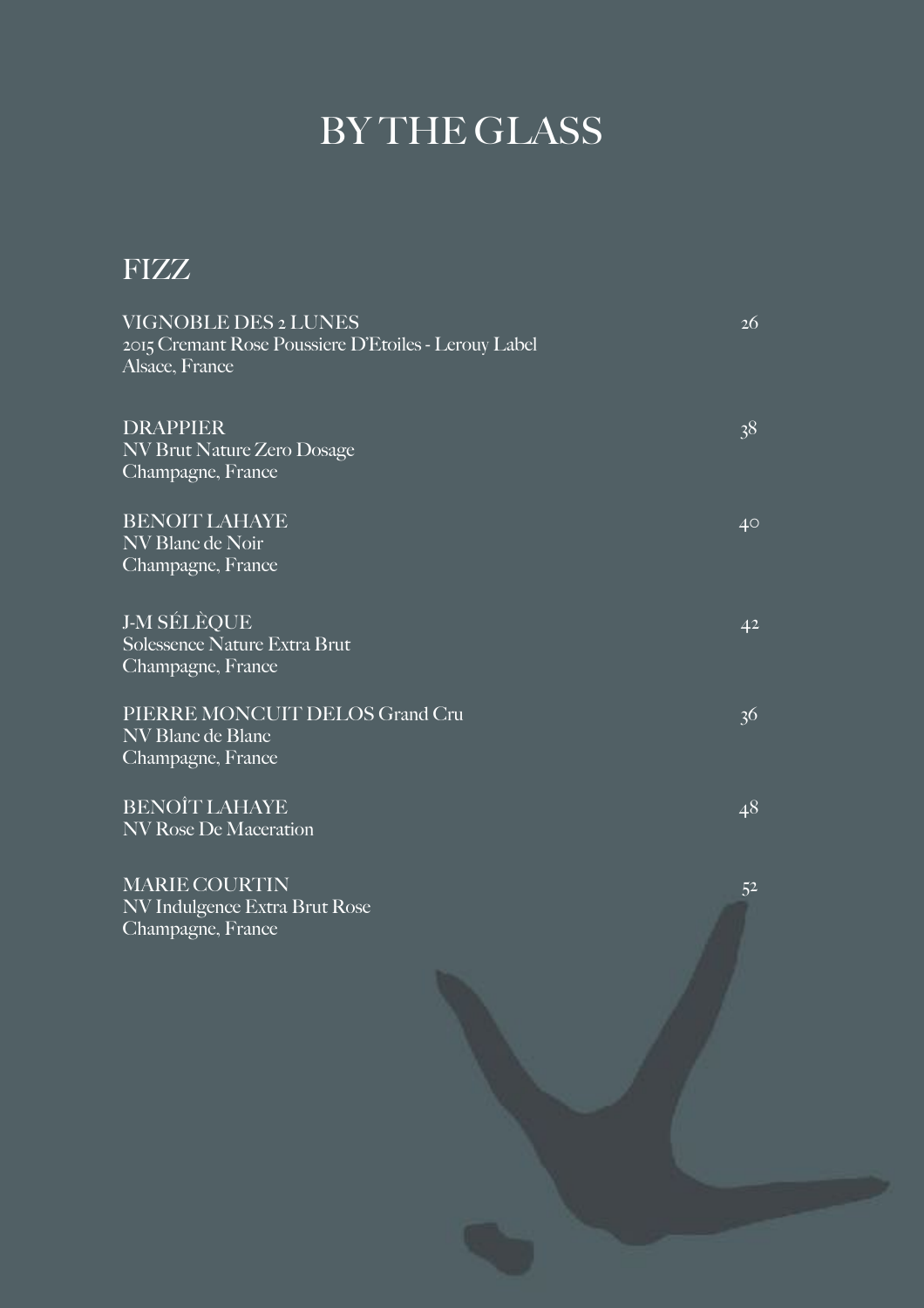# BY THE GLASS

## FIZZ

VIGNOBLE DES 2 LUNES — 26
2015 Cremant Rose Poussiere D'Etoiles - Lerouy Label
Alsace, France

DRAPPIER — 38
NV Brut Nature Zero Dosage
Champagne, France

BENOIT LAHAYE — 40
NV Blanc de Noir
Champagne, France

J-M SÉLÈQUE — 42
Solessence Nature Extra Brut
Champagne, France

PIERRE MONCUIT DELOS Grand Cru — 36
NV Blanc de Blanc
Champagne, France

BENOÎT LAHAYE — 48
NV Rose De Maceration

MARIE COURTIN — 52
NV Indulgence Extra Brut Rose
Champagne, France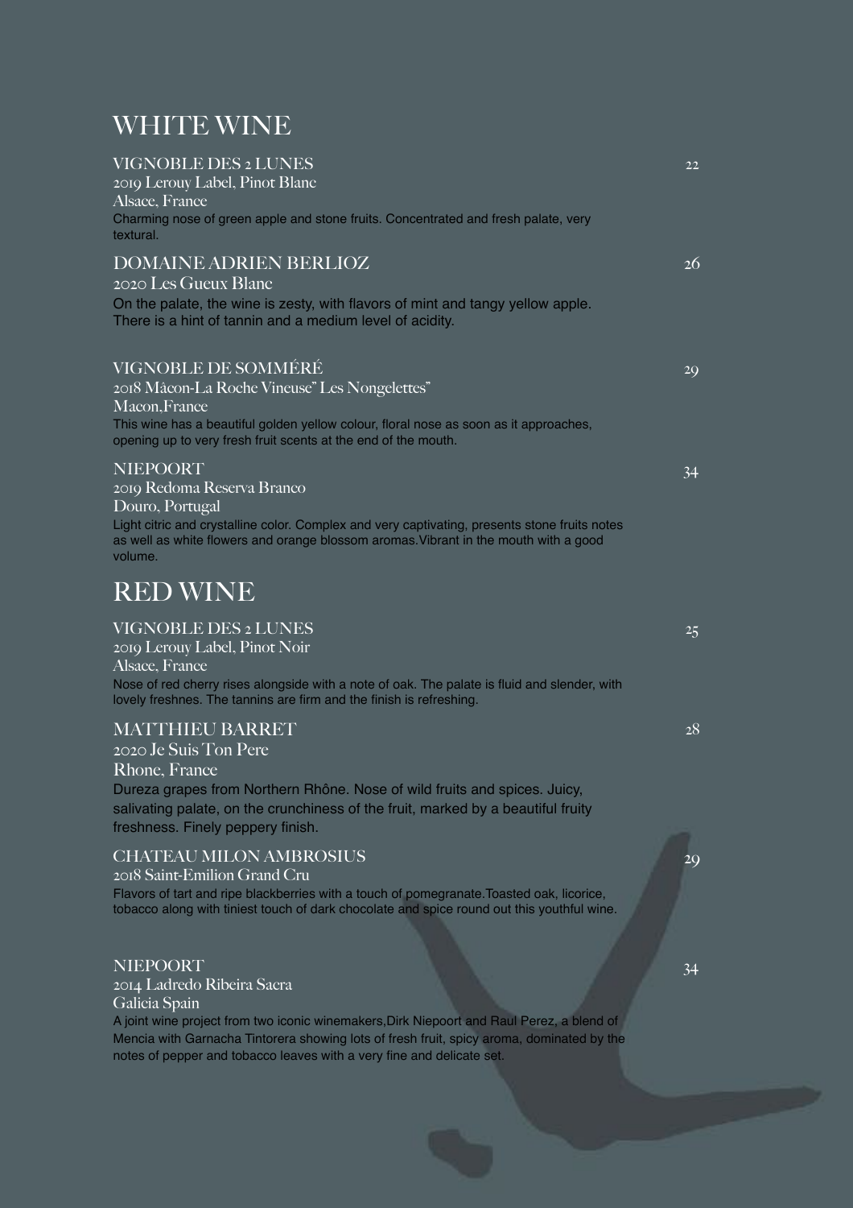# WHITE WINE

**VIGNOBLE DES 2 LUNES** 22
2019 Lerouy Label, Pinot Blanc
Alsace, France
Charming nose of green apple and stone fruits. Concentrated and fresh palate, very textural.

**DOMAINE ADRIEN BERLIOZ** 26
2020 Les Gueux Blanc
On the palate, the wine is zesty, with flavors of mint and tangy yellow apple. There is a hint of tannin and a medium level of acidity.

**VIGNOBLE DE SOMMÉRÉ** 29
2018 Mâcon-La Roche Vineuse" Les Nongelettes"
Macon,France
This wine has a beautiful golden yellow colour, floral nose as soon as it approaches, opening up to very fresh fruit scents at the end of the mouth.

**NIEPOORT** 34
2019 Redoma Reserva Branco
Douro, Portugal
Light citric and crystalline color. Complex and very captivating, presents stone fruits notes as well as white flowers and orange blossom aromas.Vibrant in the mouth with a good volume.

# RED WINE

**VIGNOBLE DES 2 LUNES** 25
2019 Lerouy Label, Pinot Noir
Alsace, France
Nose of red cherry rises alongside with a note of oak. The palate is fluid and slender, with lovely freshnes. The tannins are firm and the finish is refreshing.

**MATTHIEU BARRET** 28
2020 Je Suis Ton Pere
Rhone, France
Dureza grapes from Northern Rhône. Nose of wild fruits and spices. Juicy, salivating palate, on the crunchiness of the fruit, marked by a beautiful fruity freshness. Finely peppery finish.

**CHATEAU MILON AMBROSIUS** 29
2018 Saint-Emilion Grand Cru
Flavors of tart and ripe blackberries with a touch of pomegranate.Toasted oak, licorice, tobacco along with tiniest touch of dark chocolate and spice round out this youthful wine.

**NIEPOORT** 34
2014 Ladredo Ribeira Sacra
Galicia Spain
A joint wine project from two iconic winemakers,Dirk Niepoort and Raul Perez, a blend of Mencia with Garnacha Tintorera showing lots of fresh fruit, spicy aroma, dominated by the notes of pepper and tobacco leaves with a very fine and delicate set.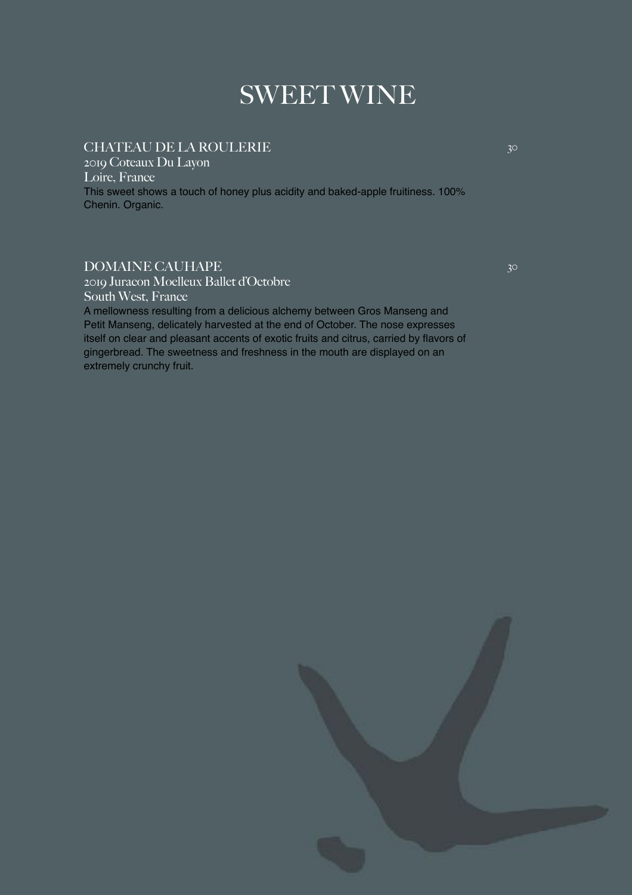# SWEET WINE

CHATEAU DE LA ROULERIE 30
2019 Coteaux Du Layon
Loire, France
This sweet shows a touch of honey plus acidity and baked-apple fruitiness. 100% Chenin. Organic.

DOMAINE CAUHAPE 30
2019 Juracon Moelleux Ballet d'Octobre
South West, France
A mellowness resulting from a delicious alchemy between Gros Manseng and Petit Manseng, delicately harvested at the end of October. The nose expresses itself on clear and pleasant accents of exotic fruits and citrus, carried by flavors of gingerbread. The sweetness and freshness in the mouth are displayed on an extremely crunchy fruit.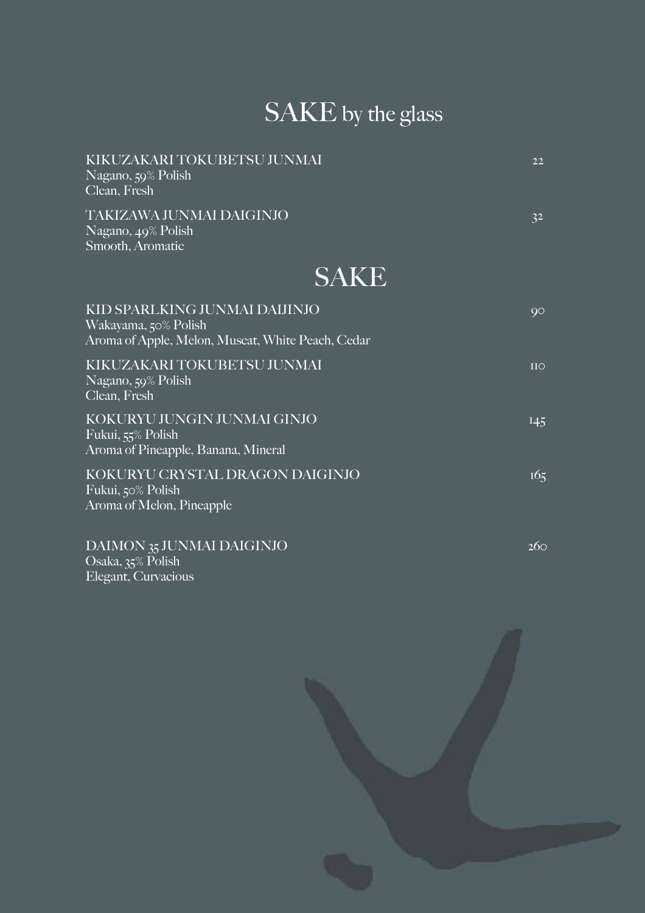# SAKE by the glass

KIKUZAKARI TOKUBETSU JUNMAI — 22
Nagano, 59% Polish
Clean, Fresh

TAKIZAWA JUNMAI DAIGINJO — 32
Nagano, 49% Polish
Smooth, Aromatic

# SAKE

KID SPARLKING JUNMAI DAIJINJO — 90
Wakayama, 50% Polish
Aroma of Apple, Melon, Muscat, White Peach, Cedar

KIKUZAKARI TOKUBETSU JUNMAI — 110
Nagano, 59% Polish
Clean, Fresh

KOKURYU JUNGIN JUNMAI GINJO — 145
Fukui, 55% Polish
Aroma of Pineapple, Banana, Mineral

KOKURYU CRYSTAL DRAGON DAIGINJO — 165
Fukui, 50% Polish
Aroma of Melon, Pineapple

DAIMON 35 JUNMAI DAIGINJO — 260
Osaka, 35% Polish
Elegant, Curvacious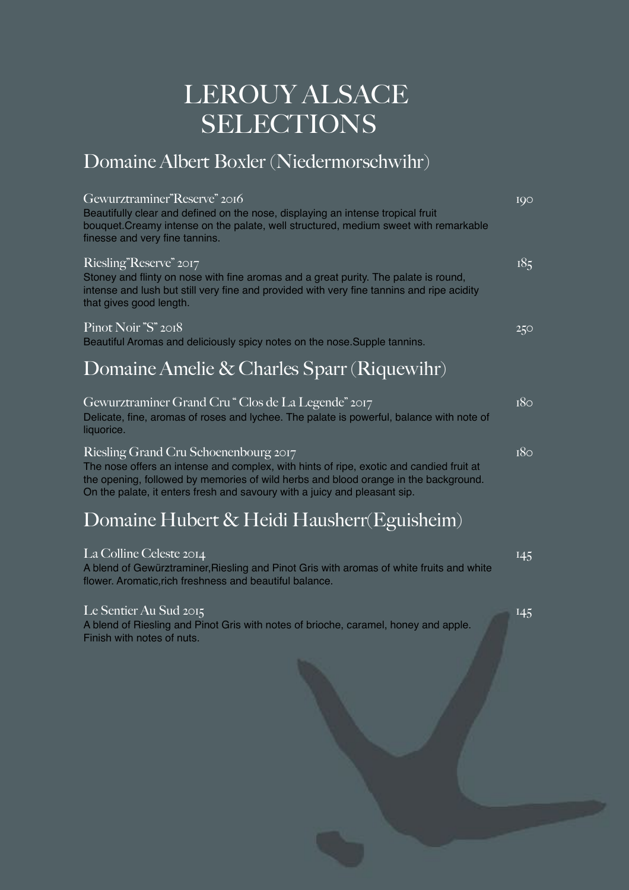# LEROUY ALSACE SELECTIONS

## Domaine Albert Boxler (Niedermorschwihr)

**Gewurztraminer"Reserve" 2016** — 190

Beautifully clear and defined on the nose, displaying an intense tropical fruit bouquet.Creamy intense on the palate, well structured, medium sweet with remarkable finesse and very fine tannins.

**Riesling"Reserve" 2017** — 185

Stoney and flinty on nose with fine aromas and a great purity. The palate is round, intense and lush but still very fine and provided with very fine tannins and ripe acidity that gives good length.

**Pinot Noir "S" 2018** — 250

Beautiful Aromas and deliciously spicy notes on the nose.Supple tannins.

## Domaine Amelie & Charles Sparr (Riquewihr)

**Gewurztraminer Grand Cru " Clos de La Legende" 2017** — 180

Delicate, fine, aromas of roses and lychee. The palate is powerful, balance with note of liquorice.

**Riesling Grand Cru Schoenenbourg 2017** — 180

The nose offers an intense and complex, with hints of ripe, exotic and candied fruit at the opening, followed by memories of wild herbs and blood orange in the background. On the palate, it enters fresh and savoury with a juicy and pleasant sip.

## Domaine Hubert & Heidi Hausherr(Eguisheim)

**La Colline Celeste 2014** — 145

A blend of Gewürztraminer,Riesling and Pinot Gris with aromas of white fruits and white flower. Aromatic,rich freshness and beautiful balance.

**Le Sentier Au Sud 2015** — 145

A blend of Riesling and Pinot Gris with notes of brioche, caramel, honey and apple. Finish with notes of nuts.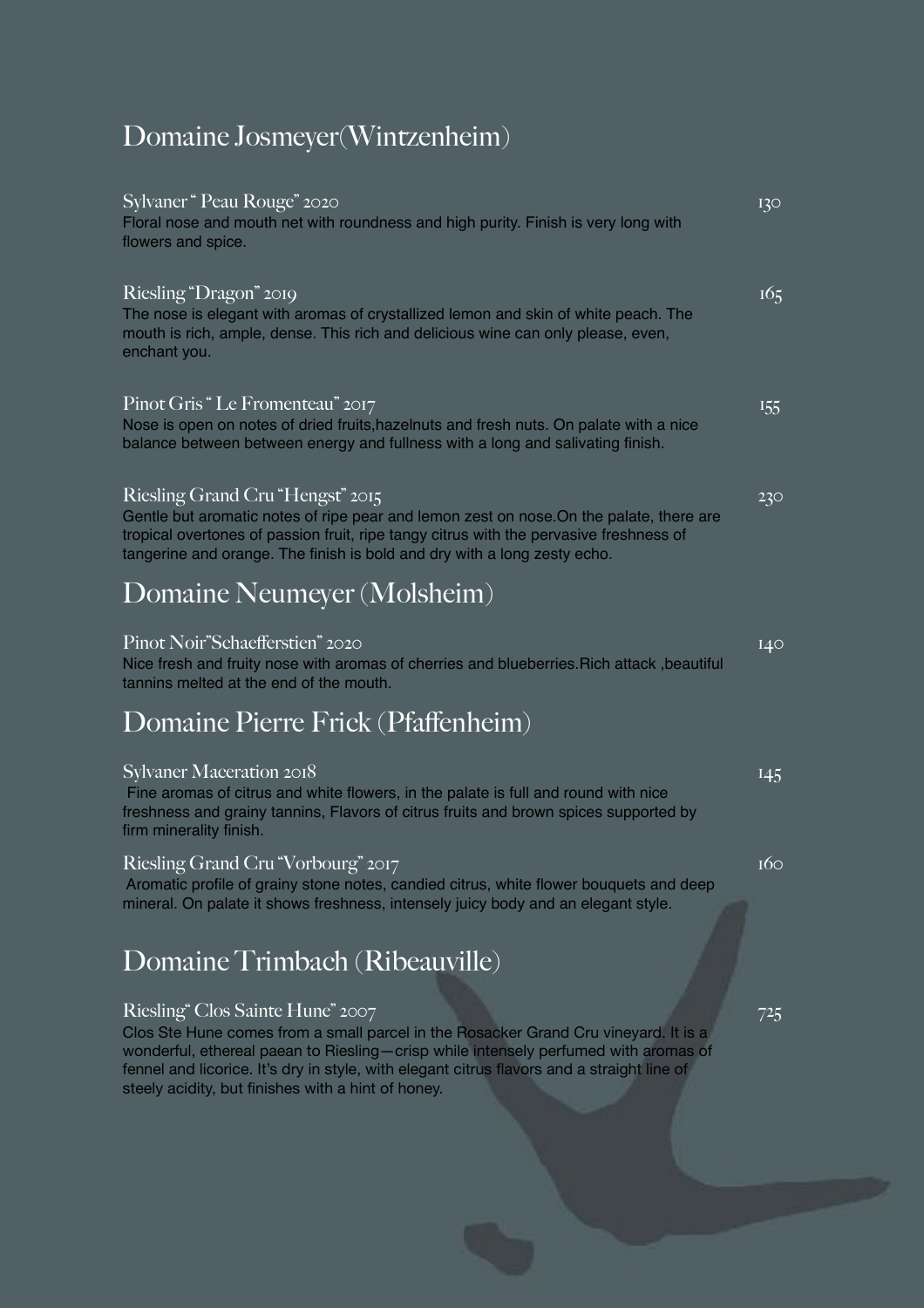## Domaine Josmeyer(Wintzenheim)

Sylvaner " Peau Rouge" 2020 — 130

Floral nose and mouth net with roundness and high purity. Finish is very long with flowers and spice.

Riesling "Dragon" 2019 — 165

The nose is elegant with aromas of crystallized lemon and skin of white peach. The mouth is rich, ample, dense. This rich and delicious wine can only please, even, enchant you.

Pinot Gris " Le Fromenteau" 2017 — 155

Nose is open on notes of dried fruits,hazelnuts and fresh nuts. On palate with a nice balance between between energy and fullness with a long and salivating finish.

Riesling Grand Cru "Hengst" 2015 — 230

Gentle but aromatic notes of ripe pear and lemon zest on nose.On the palate, there are tropical overtones of passion fruit, ripe tangy citrus with the pervasive freshness of tangerine and orange. The finish is bold and dry with a long zesty echo.

## Domaine Neumeyer (Molsheim)

Pinot Noir"Schaefferstien" 2020 — 140

Nice fresh and fruity nose with aromas of cherries and blueberries.Rich attack ,beautiful tannins melted at the end of the mouth.

## Domaine Pierre Frick (Pfaffenheim)

Sylvaner Maceration 2018 — 145

Fine aromas of citrus and white flowers, in the palate is full and round with nice freshness and grainy tannins, Flavors of citrus fruits and brown spices supported by firm minerality finish.

Riesling Grand Cru "Vorbourg" 2017 — 160

Aromatic profile of grainy stone notes, candied citrus, white flower bouquets and deep mineral. On palate it shows freshness, intensely juicy body and an elegant style.

## Domaine Trimbach (Ribeauville)

Riesling" Clos Sainte Hune" 2007 — 725

Clos Ste Hune comes from a small parcel in the Rosacker Grand Cru vineyard. It is a wonderful, ethereal paean to Riesling—crisp while intensely perfumed with aromas of fennel and licorice. It's dry in style, with elegant citrus flavors and a straight line of steely acidity, but finishes with a hint of honey.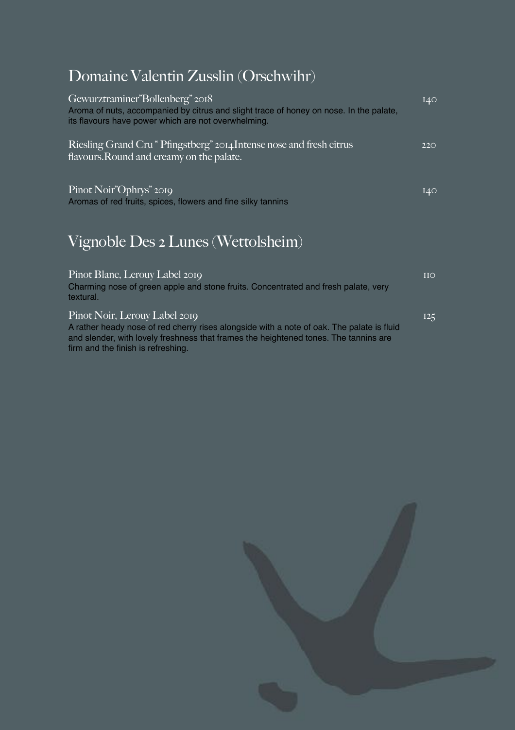## Domaine Valentin Zusslin (Orschwihr)

Gewurztraminer"Bollenberg" 2018 — 140

Aroma of nuts, accompanied by citrus and slight trace of honey on nose. In the palate, its flavours have power which are not overwhelming.

Riesling Grand Cru " Pfingstberg" 2014Intense nose and fresh citrus flavours.Round and creamy on the palate. — 220

Pinot Noir"Ophrys" 2019 — 140

Aromas of red fruits, spices, flowers and fine silky tannins

## Vignoble Des 2 Lunes (Wettolsheim)

Pinot Blanc, Lerouy Label 2019 — 110

Charming nose of green apple and stone fruits. Concentrated and fresh palate, very textural.

Pinot Noir, Lerouy Label 2019 — 125

A rather heady nose of red cherry rises alongside with a note of oak. The palate is fluid and slender, with lovely freshness that frames the heightened tones. The tannins are firm and the finish is refreshing.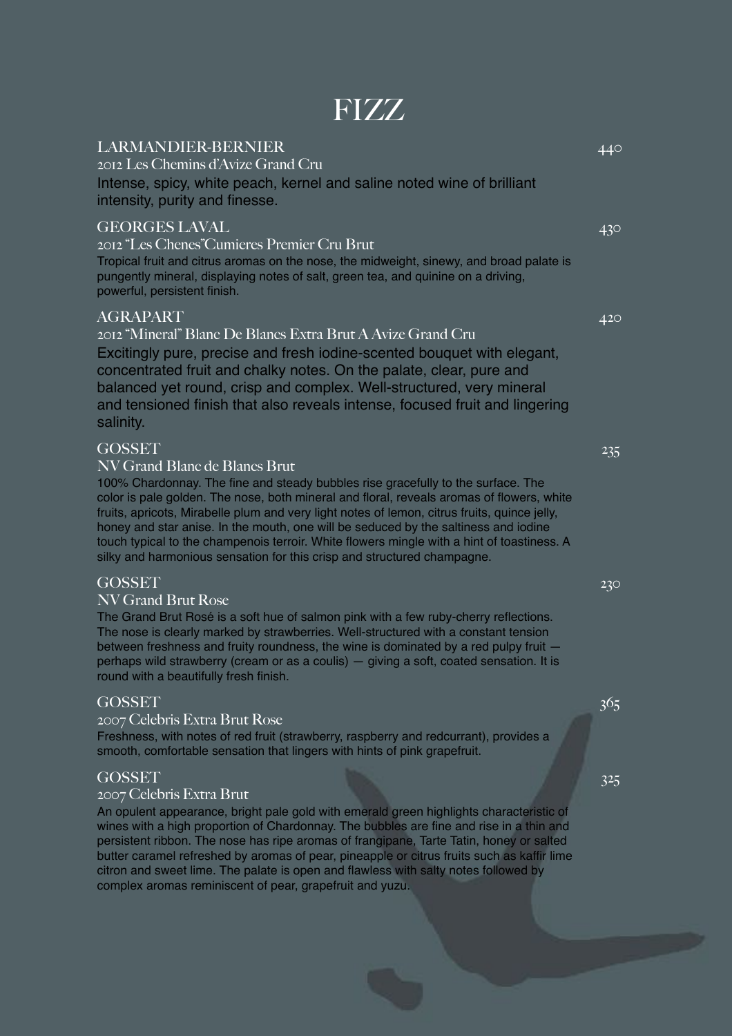# FIZZ

### LARMANDIER-BERNIER

440

2012 Les Chemins d'Avize Grand Cru

Intense, spicy, white peach, kernel and saline noted wine of brilliant intensity, purity and finesse.

### GEORGES LAVAL

430

2012 "Les Chenes"Cumieres Premier Cru Brut

Tropical fruit and citrus aromas on the nose, the midweight, sinewy, and broad palate is pungently mineral, displaying notes of salt, green tea, and quinine on a driving, powerful, persistent finish.

### AGRAPART

420

2012 "Mineral" Blanc De Blancs Extra Brut A Avize Grand Cru

Excitingly pure, precise and fresh iodine-scented bouquet with elegant, concentrated fruit and chalky notes. On the palate, clear, pure and balanced yet round, crisp and complex. Well-structured, very mineral and tensioned finish that also reveals intense, focused fruit and lingering salinity.

### GOSSET

235

NV Grand Blanc de Blancs Brut

100% Chardonnay. The fine and steady bubbles rise gracefully to the surface. The color is pale golden. The nose, both mineral and floral, reveals aromas of flowers, white fruits, apricots, Mirabelle plum and very light notes of lemon, citrus fruits, quince jelly, honey and star anise. In the mouth, one will be seduced by the saltiness and iodine touch typical to the champenois terroir. White flowers mingle with a hint of toastiness. A silky and harmonious sensation for this crisp and structured champagne.

### GOSSET

230

NV Grand Brut Rose

The Grand Brut Rosé is a soft hue of salmon pink with a few ruby-cherry reflections. The nose is clearly marked by strawberries. Well-structured with a constant tension between freshness and fruity roundness, the wine is dominated by a red pulpy fruit — perhaps wild strawberry (cream or as a coulis) — giving a soft, coated sensation. It is round with a beautifully fresh finish.

### GOSSET

365

2007 Celebris Extra Brut Rose

Freshness, with notes of red fruit (strawberry, raspberry and redcurrant), provides a smooth, comfortable sensation that lingers with hints of pink grapefruit.

### GOSSET

325

2007 Celebris Extra Brut

An opulent appearance, bright pale gold with emerald green highlights characteristic of wines with a high proportion of Chardonnay. The bubbles are fine and rise in a thin and persistent ribbon. The nose has ripe aromas of frangipane, Tarte Tatin, honey or salted butter caramel refreshed by aromas of pear, pineapple or citrus fruits such as kaffir lime citron and sweet lime. The palate is open and flawless with salty notes followed by complex aromas reminiscent of pear, grapefruit and yuzu.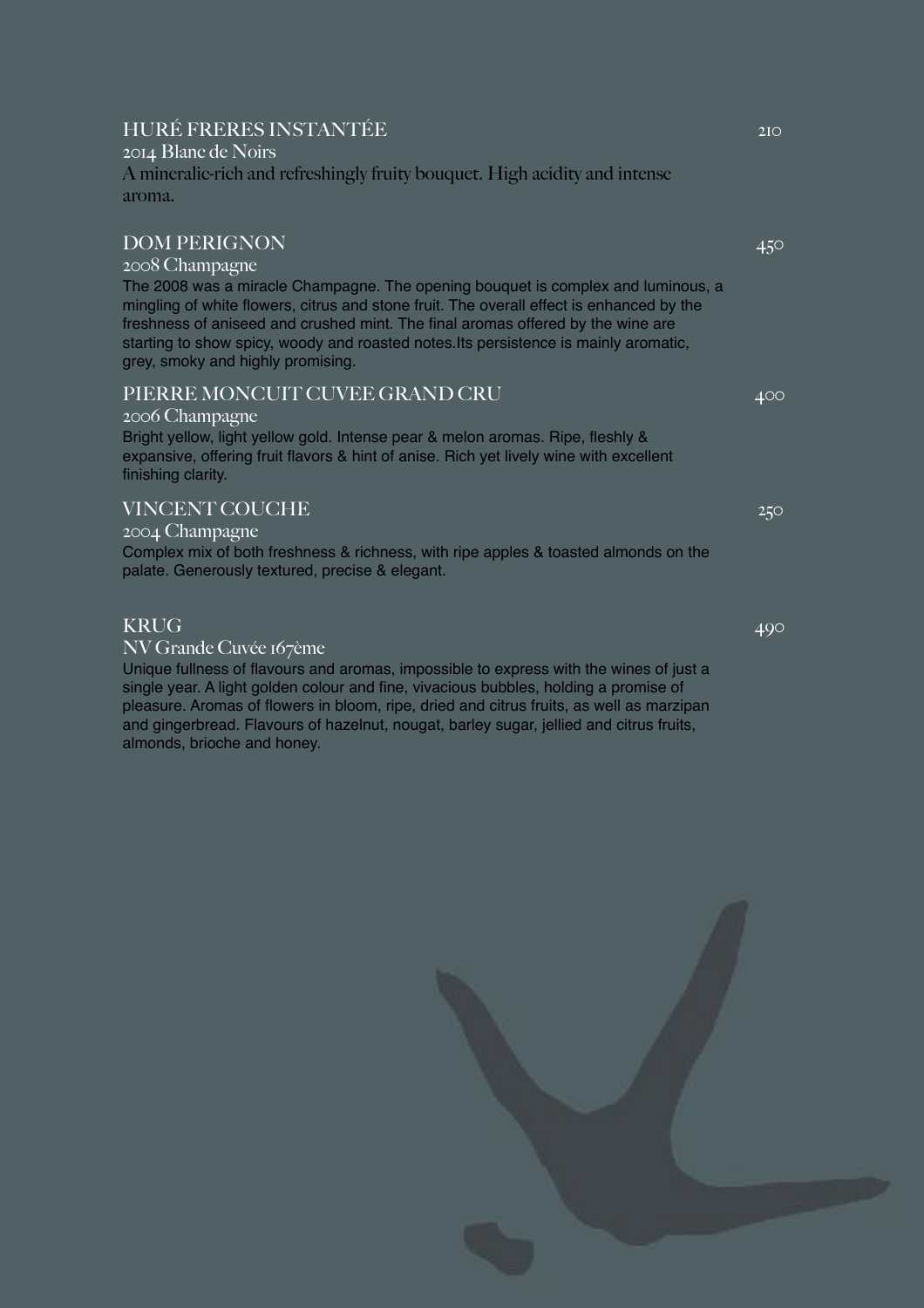## HURÉ FRERES INSTANTÉE — 210

2014 Blanc de Noirs

A mineralic-rich and refreshingly fruity bouquet. High acidity and intense aroma.

## DOM PERIGNON — 450

2008 Champagne

The 2008 was a miracle Champagne. The opening bouquet is complex and luminous, a mingling of white flowers, citrus and stone fruit. The overall effect is enhanced by the freshness of aniseed and crushed mint. The final aromas offered by the wine are starting to show spicy, woody and roasted notes.Its persistence is mainly aromatic, grey, smoky and highly promising.

## PIERRE MONCUIT CUVEE GRAND CRU — 400

2006 Champagne

Bright yellow, light yellow gold. Intense pear & melon aromas. Ripe, fleshly & expansive, offering fruit flavors & hint of anise. Rich yet lively wine with excellent finishing clarity.

## VINCENT COUCHE — 250

2004 Champagne

Complex mix of both freshness & richness, with ripe apples & toasted almonds on the palate. Generously textured, precise & elegant.

## KRUG — 490

NV Grande Cuvée 167ème

Unique fullness of flavours and aromas, impossible to express with the wines of just a single year. A light golden colour and fine, vivacious bubbles, holding a promise of pleasure. Aromas of flowers in bloom, ripe, dried and citrus fruits, as well as marzipan and gingerbread. Flavours of hazelnut, nougat, barley sugar, jellied and citrus fruits, almonds, brioche and honey.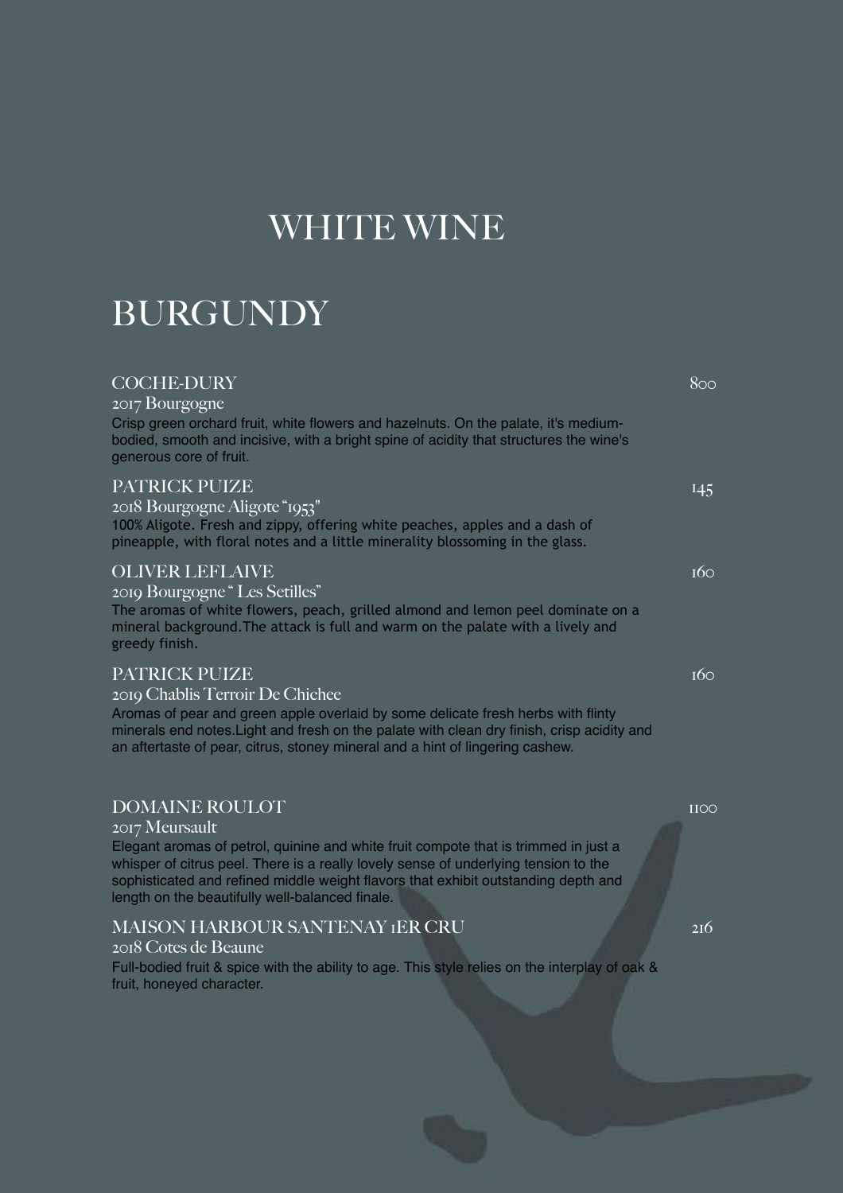# WHITE WINE

## BURGUNDY

### COCHE-DURY — 800

2017 Bourgogne

Crisp green orchard fruit, white flowers and hazelnuts. On the palate, it's medium-bodied, smooth and incisive, with a bright spine of acidity that structures the wine's generous core of fruit.

### PATRICK PUIZE — 145

2018 Bourgogne Aligote "1953"

100% Aligote. Fresh and zippy, offering white peaches, apples and a dash of pineapple, with floral notes and a little minerality blossoming in the glass.

### OLIVER LEFLAIVE — 160

2019 Bourgogne " Les Setilles"

The aromas of white flowers, peach, grilled almond and lemon peel dominate on a mineral background.The attack is full and warm on the palate with a lively and greedy finish.

### PATRICK PUIZE — 160

2019 Chablis Terroir De Chichee

Aromas of pear and green apple overlaid by some delicate fresh herbs with flinty minerals end notes.Light and fresh on the palate with clean dry finish, crisp acidity and an aftertaste of pear, citrus, stoney mineral and a hint of lingering cashew.

### DOMAINE ROULOT — 1100

2017 Meursault

Elegant aromas of petrol, quinine and white fruit compote that is trimmed in just a whisper of citrus peel. There is a really lovely sense of underlying tension to the sophisticated and refined middle weight flavors that exhibit outstanding depth and length on the beautifully well-balanced finale.

### MAISON HARBOUR SANTENAY 1ER CRU — 216

2018 Cotes de Beaune

Full-bodied fruit & spice with the ability to age. This style relies on the interplay of oak & fruit, honeyed character.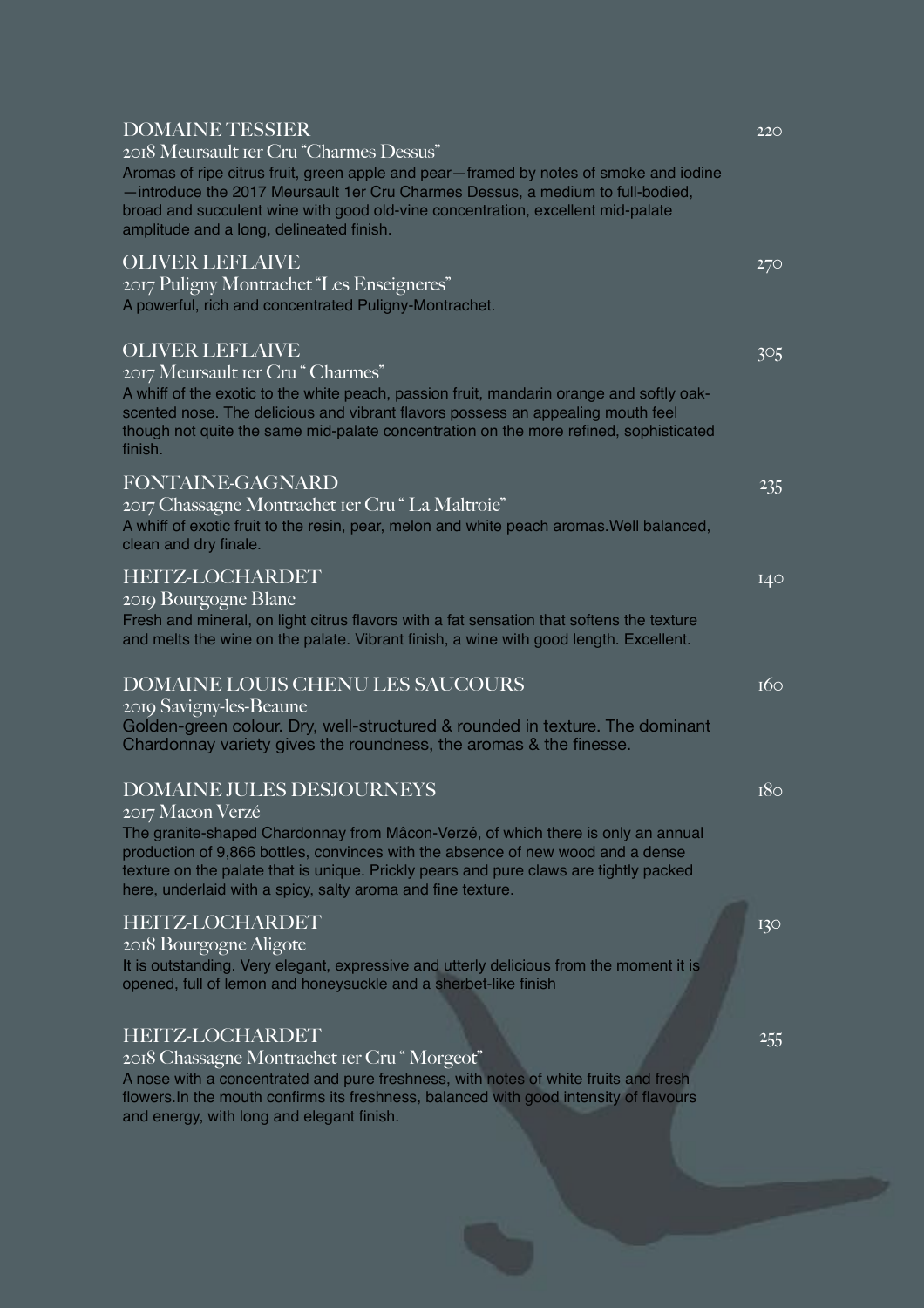### DOMAINE TESSIER

220

2018 Meursault 1er Cru "Charmes Dessus"

Aromas of ripe citrus fruit, green apple and pear—framed by notes of smoke and iodine—introduce the 2017 Meursault 1er Cru Charmes Dessus, a medium to full-bodied, broad and succulent wine with good old-vine concentration, excellent mid-palate amplitude and a long, delineated finish.

### OLIVER LEFLAIVE

270

2017 Puligny Montrachet "Les Enseigneres"

A powerful, rich and concentrated Puligny-Montrachet.

### OLIVER LEFLAIVE

305

2017 Meursault 1er Cru " Charmes"

A whiff of the exotic to the white peach, passion fruit, mandarin orange and softly oak-scented nose. The delicious and vibrant flavors possess an appealing mouth feel though not quite the same mid-palate concentration on the more refined, sophisticated finish.

### FONTAINE-GAGNARD

235

2017 Chassagne Montrachet 1er Cru " La Maltroie"

A whiff of exotic fruit to the resin, pear, melon and white peach aromas.Well balanced, clean and dry finale.

### HEITZ-LOCHARDET

140

2019 Bourgogne Blanc

Fresh and mineral, on light citrus flavors with a fat sensation that softens the texture and melts the wine on the palate. Vibrant finish, a wine with good length. Excellent.

### DOMAINE LOUIS CHENU LES SAUCOURS

160

2019 Savigny-les-Beaune

Golden-green colour. Dry, well-structured & rounded in texture. The dominant Chardonnay variety gives the roundness, the aromas & the finesse.

### DOMAINE JULES DESJOURNEYS

180

2017 Macon Verzé

The granite-shaped Chardonnay from Mâcon-Verzé, of which there is only an annual production of 9,866 bottles, convinces with the absence of new wood and a dense texture on the palate that is unique. Prickly pears and pure claws are tightly packed here, underlaid with a spicy, salty aroma and fine texture.

### HEITZ-LOCHARDET

130

2018 Bourgogne Aligote

It is outstanding. Very elegant, expressive and utterly delicious from the moment it is opened, full of lemon and honeysuckle and a sherbet-like finish

### HEITZ-LOCHARDET

255

2018 Chassagne Montrachet 1er Cru " Morgeot"

A nose with a concentrated and pure freshness, with notes of white fruits and fresh flowers.In the mouth confirms its freshness, balanced with good intensity of flavours and energy, with long and elegant finish.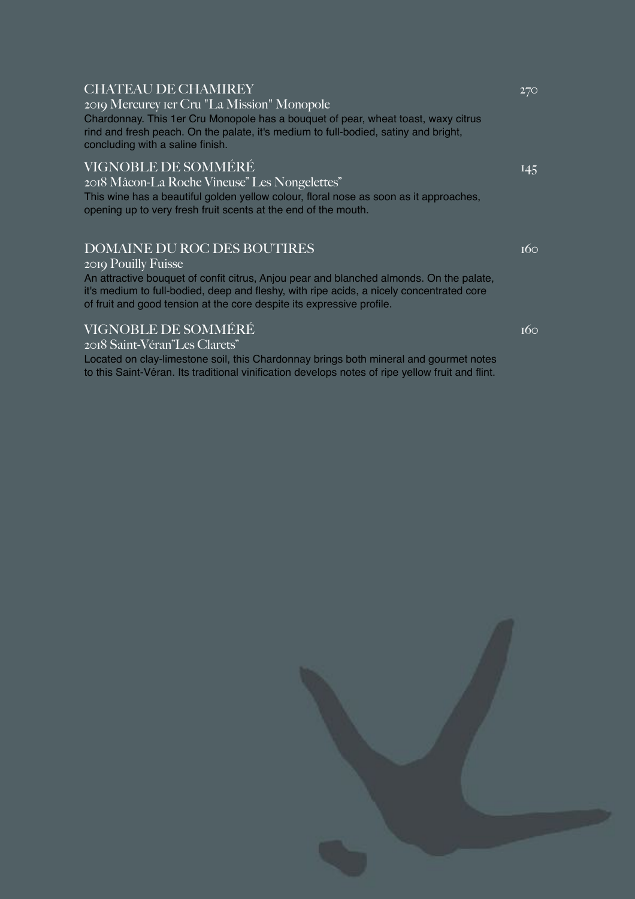### CHATEAU DE CHAMIREY 270

2019 Mercurey 1er Cru "La Mission" Monopole

Chardonnay. This 1er Cru Monopole has a bouquet of pear, wheat toast, waxy citrus rind and fresh peach. On the palate, it's medium to full-bodied, satiny and bright, concluding with a saline finish.

### VIGNOBLE DE SOMMÉRÉ 145

2018 Mâcon-La Roche Vineuse" Les Nongelettes"

This wine has a beautiful golden yellow colour, floral nose as soon as it approaches, opening up to very fresh fruit scents at the end of the mouth.

### DOMAINE DU ROC DES BOUTIRES 160

2019 Pouilly Fuisse

An attractive bouquet of confit citrus, Anjou pear and blanched almonds. On the palate, it's medium to full-bodied, deep and fleshy, with ripe acids, a nicely concentrated core of fruit and good tension at the core despite its expressive profile.

### VIGNOBLE DE SOMMÉRÉ 160

2018 Saint-Véran"Les Clarets"

Located on clay-limestone soil, this Chardonnay brings both mineral and gourmet notes to this Saint-Véran. Its traditional vinification develops notes of ripe yellow fruit and flint.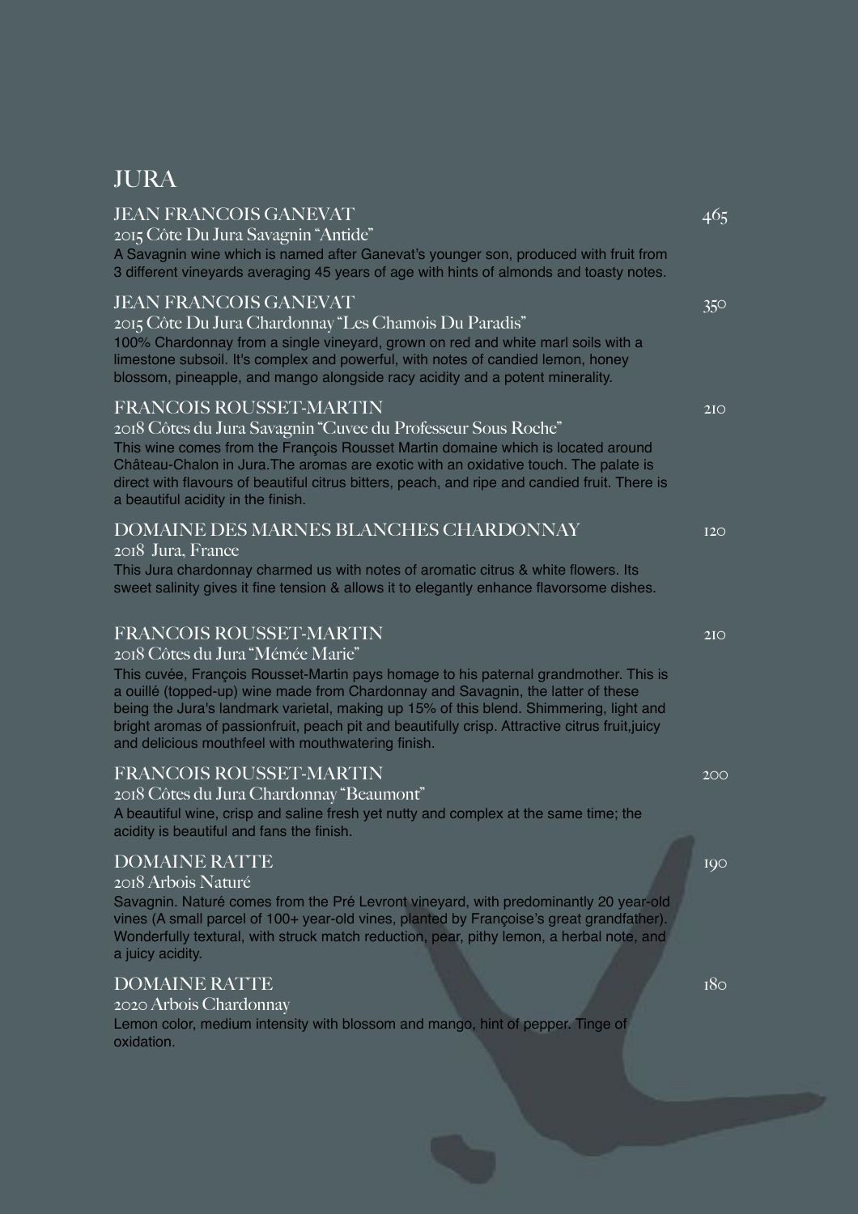# JURA

### JEAN FRANCOIS GANEVAT — 465

2015 Côte Du Jura Savagnin "Antide"

A Savagnin wine which is named after Ganevat's younger son, produced with fruit from 3 different vineyards averaging 45 years of age with hints of almonds and toasty notes.

### JEAN FRANCOIS GANEVAT — 350

2015 Côte Du Jura Chardonnay "Les Chamois Du Paradis"

100% Chardonnay from a single vineyard, grown on red and white marl soils with a limestone subsoil. It's complex and powerful, with notes of candied lemon, honey blossom, pineapple, and mango alongside racy acidity and a potent minerality.

### FRANCOIS ROUSSET-MARTIN — 210

2018 Côtes du Jura Savagnin "Cuvee du Professeur Sous Roche"

This wine comes from the François Rousset Martin domaine which is located around Château-Chalon in Jura.The aromas are exotic with an oxidative touch. The palate is direct with flavours of beautiful citrus bitters, peach, and ripe and candied fruit. There is a beautiful acidity in the finish.

### DOMAINE DES MARNES BLANCHES CHARDONNAY — 120

2018 Jura, France

This Jura chardonnay charmed us with notes of aromatic citrus & white flowers. Its sweet salinity gives it fine tension & allows it to elegantly enhance flavorsome dishes.

### FRANCOIS ROUSSET-MARTIN — 210

2018 Côtes du Jura "Mémée Marie"

This cuvée, François Rousset-Martin pays homage to his paternal grandmother. This is a ouillé (topped-up) wine made from Chardonnay and Savagnin, the latter of these being the Jura's landmark varietal, making up 15% of this blend. Shimmering, light and bright aromas of passionfruit, peach pit and beautifully crisp. Attractive citrus fruit,juicy and delicious mouthfeel with mouthwatering finish.

### FRANCOIS ROUSSET-MARTIN — 200

2018 Côtes du Jura Chardonnay "Beaumont"

A beautiful wine, crisp and saline fresh yet nutty and complex at the same time; the acidity is beautiful and fans the finish.

### DOMAINE RATTE — 190

2018 Arbois Naturé

Savagnin. Naturé comes from the Pré Levront vineyard, with predominantly 20 year-old vines (A small parcel of 100+ year-old vines, planted by Françoise's great grandfather). Wonderfully textural, with struck match reduction, pear, pithy lemon, a herbal note, and a juicy acidity.

### DOMAINE RATTE — 180

2020 Arbois Chardonnay

Lemon color, medium intensity with blossom and mango, hint of pepper. Tinge of oxidation.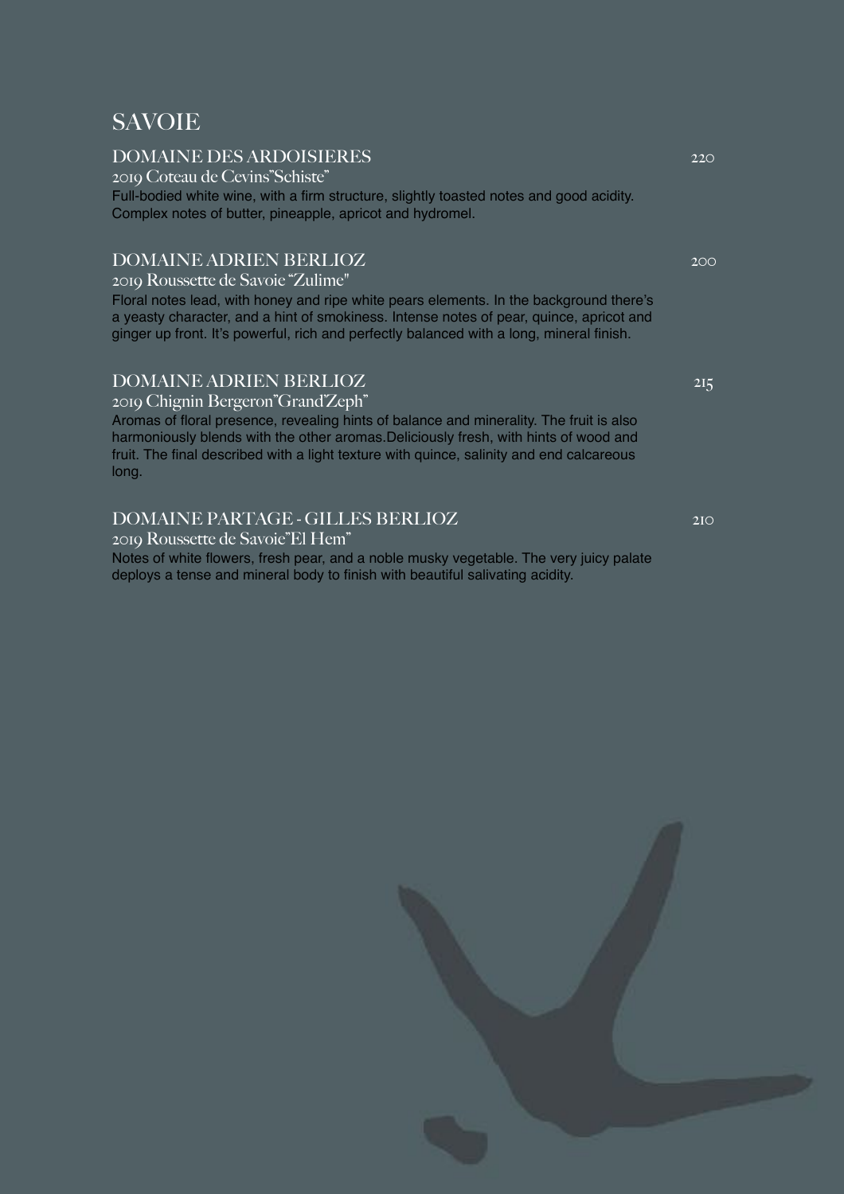# SAVOIE

### DOMAINE DES ARDOISIERES 220

2019 Coteau de Cevins"Schiste"

Full-bodied white wine, with a firm structure, slightly toasted notes and good acidity. Complex notes of butter, pineapple, apricot and hydromel.

### DOMAINE ADRIEN BERLIOZ 200

2019 Roussette de Savoie "Zulime"

Floral notes lead, with honey and ripe white pears elements. In the background there's a yeasty character, and a hint of smokiness. Intense notes of pear, quince, apricot and ginger up front. It's powerful, rich and perfectly balanced with a long, mineral finish.

### DOMAINE ADRIEN BERLIOZ 215

2019 Chignin Bergeron"Grand'Zeph"

Aromas of floral presence, revealing hints of balance and minerality. The fruit is also harmoniously blends with the other aromas.Deliciously fresh, with hints of wood and fruit. The final described with a light texture with quince, salinity and end calcareous long.

### DOMAINE PARTAGE - GILLES BERLIOZ 210

2019 Roussette de Savoie"El Hem"

Notes of white flowers, fresh pear, and a noble musky vegetable. The very juicy palate deploys a tense and mineral body to finish with beautiful salivating acidity.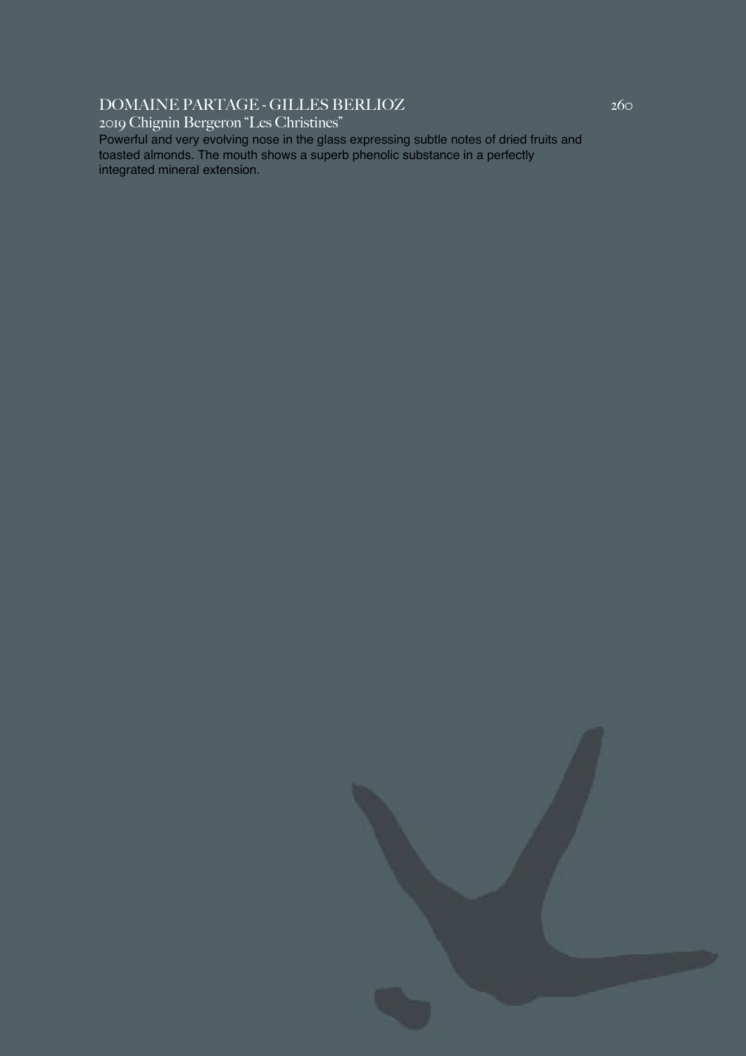## DOMAINE PARTAGE - GILLES BERLIOZ 260

2019 Chignin Bergeron "Les Christines"

Powerful and very evolving nose in the glass expressing subtle notes of dried fruits and toasted almonds. The mouth shows a superb phenolic substance in a perfectly integrated mineral extension.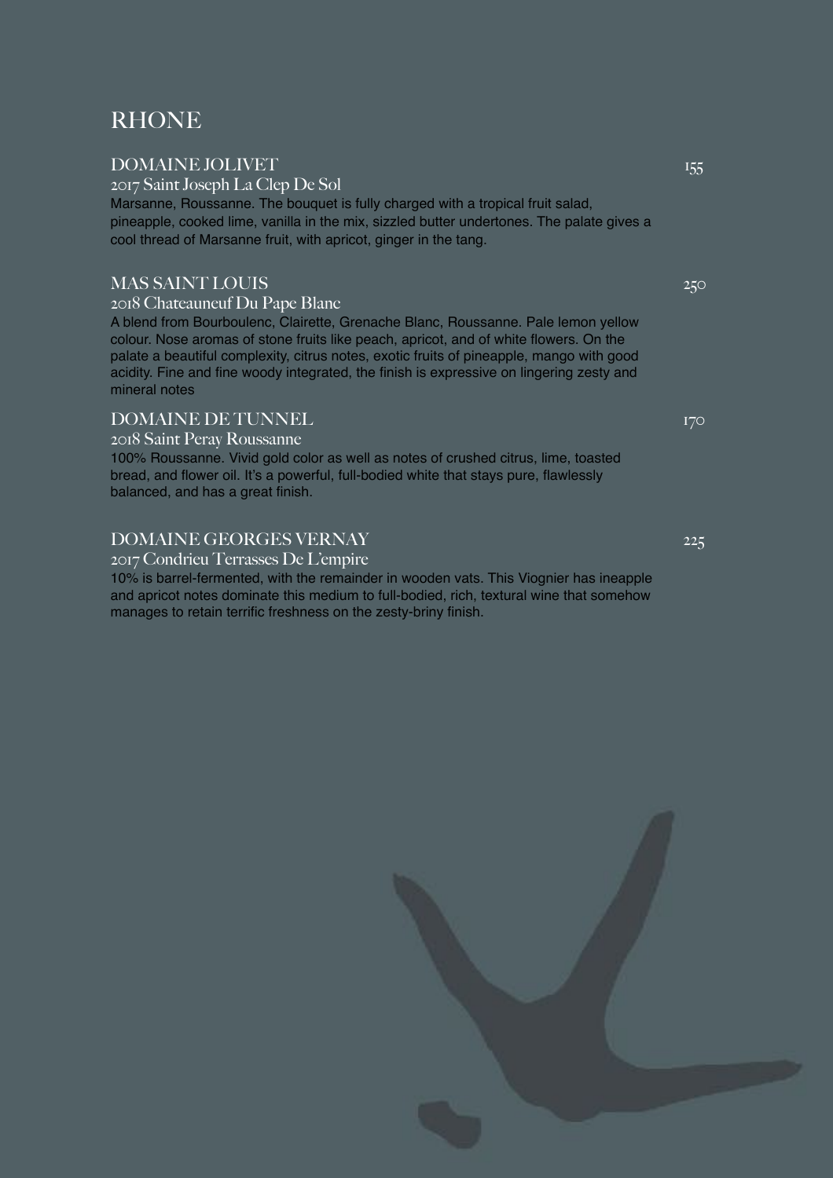# RHONE

## DOMAINE JOLIVET

155

### 2017 Saint Joseph La Clep De Sol

Marsanne, Roussanne. The bouquet is fully charged with a tropical fruit salad, pineapple, cooked lime, vanilla in the mix, sizzled butter undertones. The palate gives a cool thread of Marsanne fruit, with apricot, ginger in the tang.

## MAS SAINT LOUIS

250

### 2018 Chateauneuf Du Pape Blanc

A blend from Bourboulenc, Clairette, Grenache Blanc, Roussanne. Pale lemon yellow colour. Nose aromas of stone fruits like peach, apricot, and of white flowers. On the palate a beautiful complexity, citrus notes, exotic fruits of pineapple, mango with good acidity. Fine and fine woody integrated, the finish is expressive on lingering zesty and mineral notes

## DOMAINE DE TUNNEL

170

### 2018 Saint Peray Roussanne

100% Roussanne. Vivid gold color as well as notes of crushed citrus, lime, toasted bread, and flower oil. It's a powerful, full-bodied white that stays pure, flawlessly balanced, and has a great finish.

## DOMAINE GEORGES VERNAY

225

### 2017 Condrieu Terrasses De L'empire

10% is barrel-fermented, with the remainder in wooden vats. This Viognier has ineapple and apricot notes dominate this medium to full-bodied, rich, textural wine that somehow manages to retain terrific freshness on the zesty-briny finish.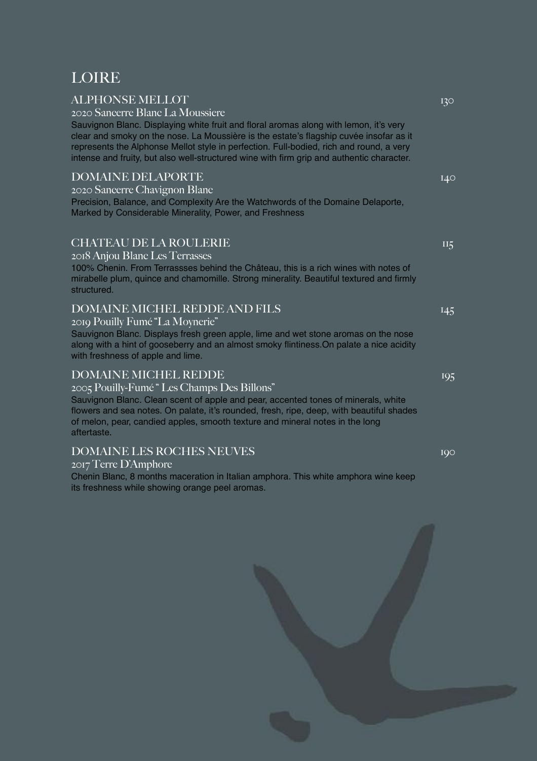# LOIRE

## ALPHONSE MELLOT — 130

### 2020 Sancerre Blanc La Moussiere

Sauvignon Blanc. Displaying white fruit and floral aromas along with lemon, it's very clear and smoky on the nose. La Moussière is the estate's flagship cuvée insofar as it represents the Alphonse Mellot style in perfection. Full-bodied, rich and round, a very intense and fruity, but also well-structured wine with firm grip and authentic character.

## DOMAINE DELAPORTE — 140

### 2020 Sancerre Chavignon Blanc

Precision, Balance, and Complexity Are the Watchwords of the Domaine Delaporte, Marked by Considerable Minerality, Power, and Freshness

## CHATEAU DE LA ROULERIE — 115

### 2018 Anjou Blanc Les Terrasses

100% Chenin. From Terrassses behind the Château, this is a rich wines with notes of mirabelle plum, quince and chamomille. Strong minerality. Beautiful textured and firmly structured.

## DOMAINE MICHEL REDDE AND FILS — 145

### 2019 Pouilly Fumé "La Moynerie"

Sauvignon Blanc. Displays fresh green apple, lime and wet stone aromas on the nose along with a hint of gooseberry and an almost smoky flintiness.On palate a nice acidity with freshness of apple and lime.

## DOMAINE MICHEL REDDE — 195

### 2005 Pouilly-Fumé " Les Champs Des Billons"

Sauvignon Blanc. Clean scent of apple and pear, accented tones of minerals, white flowers and sea notes. On palate, it's rounded, fresh, ripe, deep, with beautiful shades of melon, pear, candied apples, smooth texture and mineral notes in the long aftertaste.

## DOMAINE LES ROCHES NEUVES — 190

### 2017 Terre D'Amphore

Chenin Blanc, 8 months maceration in Italian amphora. This white amphora wine keep its freshness while showing orange peel aromas.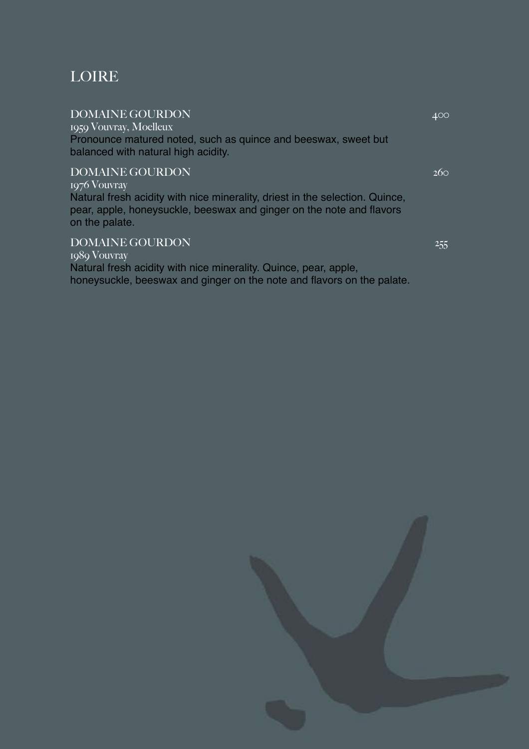# LOIRE

**DOMAINE GOURDON** 400
1959 Vouvray, Moelleux
Pronounce matured noted, such as quince and beeswax, sweet but balanced with natural high acidity.

**DOMAINE GOURDON** 260
1976 Vouvray
Natural fresh acidity with nice minerality, driest in the selection. Quince, pear, apple, honeysuckle, beeswax and ginger on the note and flavors on the palate.

**DOMAINE GOURDON** 255
1989 Vouvray
Natural fresh acidity with nice minerality. Quince, pear, apple, honeysuckle, beeswax and ginger on the note and flavors on the palate.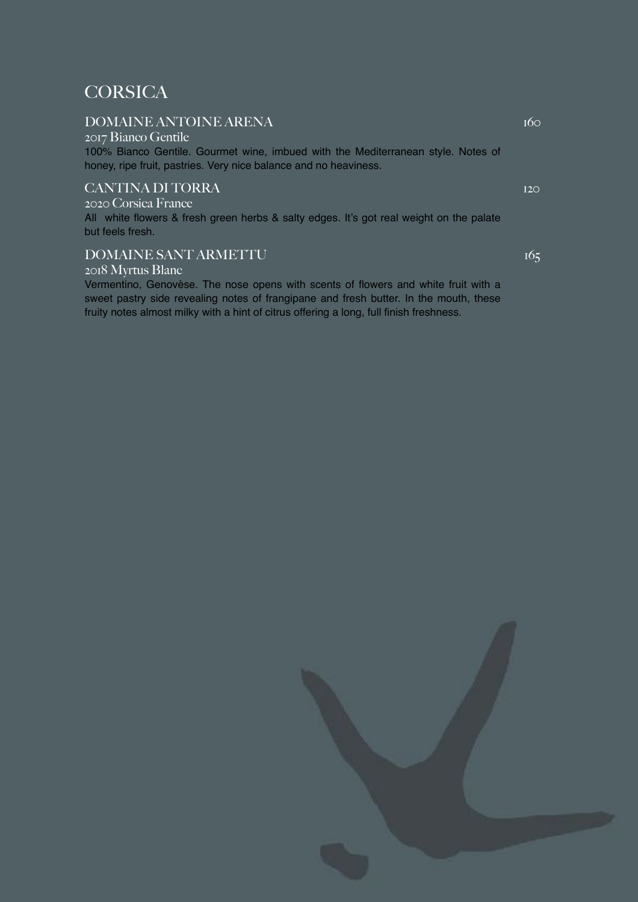# CORSICA

## DOMAINE ANTOINE ARENA 160

2017 Bianco Gentile

100% Bianco Gentile. Gourmet wine, imbued with the Mediterranean style. Notes of honey, ripe fruit, pastries. Very nice balance and no heaviness.

## CANTINA DI TORRA 120

2020 Corsica France

All  white flowers & fresh green herbs & salty edges. It's got real weight on the palate but feels fresh.

## DOMAINE SANT ARMETTU 165

2018 Myrtus Blanc

Vermentino, Genovèse. The nose opens with scents of flowers and white fruit with a sweet pastry side revealing notes of frangipane and fresh butter. In the mouth, these fruity notes almost milky with a hint of citrus offering a long, full finish freshness.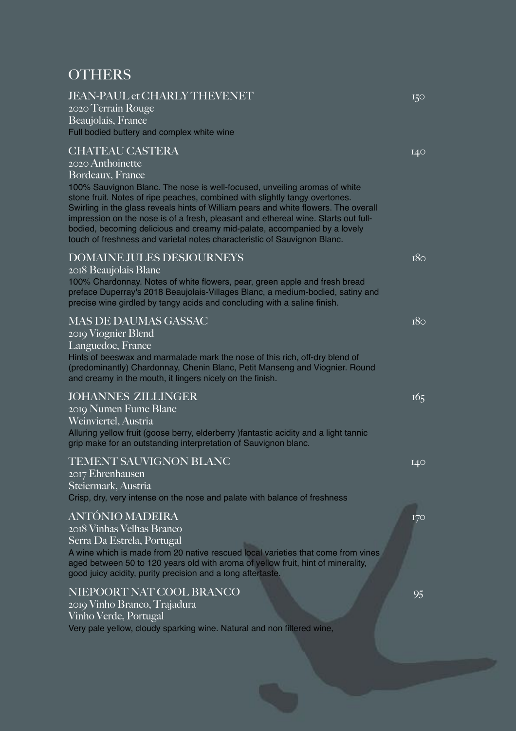# OTHERS

**JEAN-PAUL et CHARLY THEVENET** 150
2020 Terrain Rouge
Beaujolais, France
Full bodied buttery and complex white wine

**CHATEAU CASTERA** 140
2020 Anthoinette
Bordeaux, France
100% Sauvignon Blanc. The nose is well-focused, unveiling aromas of white stone fruit. Notes of ripe peaches, combined with slightly tangy overtones. Swirling in the glass reveals hints of William pears and white flowers. The overall impression on the nose is of a fresh, pleasant and ethereal wine. Starts out full-bodied, becoming delicious and creamy mid-palate, accompanied by a lovely touch of freshness and varietal notes characteristic of Sauvignon Blanc.

**DOMAINE JULES DESJOURNEYS** 180
2018 Beaujolais Blanc
100% Chardonnay. Notes of white flowers, pear, green apple and fresh bread preface Duperray's 2018 Beaujolais-Villages Blanc, a medium-bodied, satiny and precise wine girdled by tangy acids and concluding with a saline finish.

**MAS DE DAUMAS GASSAC** 180
2019 Viognier Blend
Languedoc, France
Hints of beeswax and marmalade mark the nose of this rich, off-dry blend of (predominantly) Chardonnay, Chenin Blanc, Petit Manseng and Viognier. Round and creamy in the mouth, it lingers nicely on the finish.

**JOHANNES ZILLINGER** 165
2019 Numen Fume Blanc
Weinviertel, Austria
Alluring yellow fruit (goose berry, elderberry )fantastic acidity and a light tannic grip make for an outstanding interpretation of Sauvignon blanc.

**TEMENT SAUVIGNON BLANC** 140
2017 Ehrenhausen
Steiermark, Austria
Crisp, dry, very intense on the nose and palate with balance of freshness

**ANTÓNIO MADEIRA** 170
2018 Vinhas Velhas Branco
Serra Da Estrela, Portugal
A wine which is made from 20 native rescued local varieties that come from vines aged between 50 to 120 years old with aroma of yellow fruit, hint of minerality, good juicy acidity, purity precision and a long aftertaste.

**NIEPOORT NAT COOL BRANCO** 95
2019 Vinho Branco, Trajadura
Vinho Verde, Portugal
Very pale yellow, cloudy sparking wine. Natural and non filtered wine,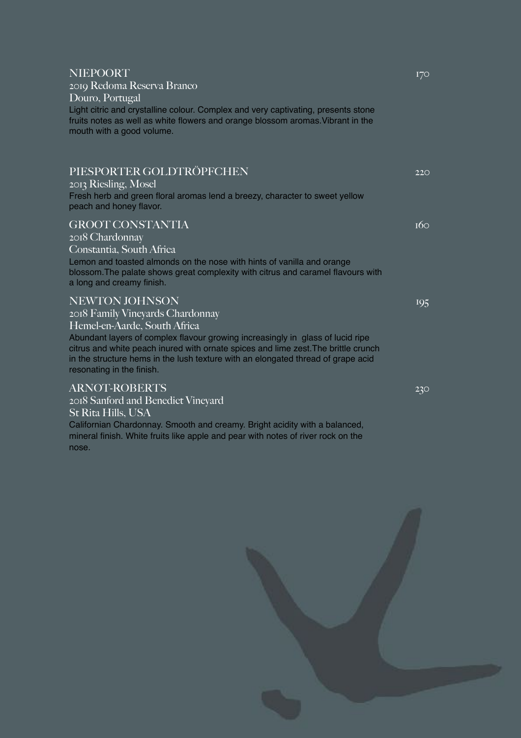### NIEPOORT

170

2019 Redoma Reserva Branco
Douro, Portugal

Light citric and crystalline colour. Complex and very captivating, presents stone fruits notes as well as white flowers and orange blossom aromas.Vibrant in the mouth with a good volume.

### PIESPORTER GOLDTRÖPFCHEN

220

2013 Riesling, Mosel

Fresh herb and green floral aromas lend a breezy, character to sweet yellow peach and honey flavor.

### GROOT CONSTANTIA

160

2018 Chardonnay
Constantia, South Africa

Lemon and toasted almonds on the nose with hints of vanilla and orange blossom.The palate shows great complexity with citrus and caramel flavours with a long and creamy finish.

### NEWTON JOHNSON

195

2018 Family Vineyards Chardonnay
Hemel-en-Aarde, South Africa

Abundant layers of complex flavour growing increasingly in glass of lucid ripe citrus and white peach inured with ornate spices and lime zest.The brittle crunch in the structure hems in the lush texture with an elongated thread of grape acid resonating in the finish.

### ARNOT-ROBERTS

230

2018 Sanford and Benedict Vineyard
St Rita Hills, USA

Californian Chardonnay. Smooth and creamy. Bright acidity with a balanced, mineral finish. White fruits like apple and pear with notes of river rock on the nose.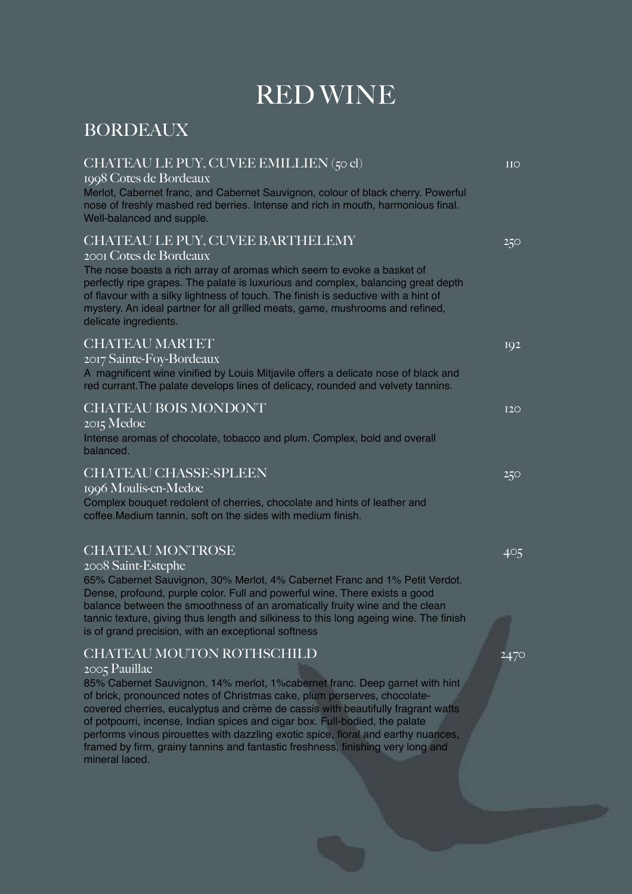# RED WINE

## BORDEAUX

### CHATEAU LE PUY, CUVEE EMILLIEN (50 cl) — 110

1998 Cotes de Bordeaux

Merlot, Cabernet franc, and Cabernet Sauvignon, colour of black cherry. Powerful nose of freshly mashed red berries. Intense and rich in mouth, harmonious final. Well-balanced and supple.

### CHATEAU LE PUY, CUVEE BARTHELEMY — 250

2001 Cotes de Bordeaux

The nose boasts a rich array of aromas which seem to evoke a basket of perfectly ripe grapes. The palate is luxurious and complex, balancing great depth of flavour with a silky lightness of touch. The finish is seductive with a hint of mystery. An ideal partner for all grilled meats, game, mushrooms and refined, delicate ingredients.

### CHATEAU MARTET — 192

2017 Sainte-Foy-Bordeaux

A magnificent wine vinified by Louis Mitjavile offers a delicate nose of black and red currant.The palate develops lines of delicacy, rounded and velvety tannins.

### CHATEAU BOIS MONDONT — 120

2015 Medoc

Intense aromas of chocolate, tobacco and plum. Complex, bold and overall balanced.

### CHATEAU CHASSE-SPLEEN — 250

1996 Moulis-en-Medoc

Complex bouquet redolent of cherries, chocolate and hints of leather and coffee.Medium tannin, soft on the sides with medium finish.

### CHATEAU MONTROSE — 405

2008 Saint-Estephe

65% Cabernet Sauvignon, 30% Merlot, 4% Cabernet Franc and 1% Petit Verdot. Dense, profound, purple color. Full and powerful wine. There exists a good balance between the smoothness of an aromatically fruity wine and the clean tannic texture, giving thus length and silkiness to this long ageing wine. The finish is of grand precision, with an exceptional softness

### CHATEAU MOUTON ROTHSCHILD — 2470

2005 Pauillac

85% Cabernet Sauvignon, 14% merlot, 1%cabernet franc. Deep garnet with hint of brick, pronounced notes of Christmas cake, plum perserves, chocolate-covered cherries, eucalyptus and crème de cassis with beautifully fragrant wafts of potpourri, incense, Indian spices and cigar box. Full-bodied, the palate performs vinous pirouettes with dazzling exotic spice, floral and earthy nuances, framed by firm, grainy tannins and fantastic freshness, finishing very long and mineral laced.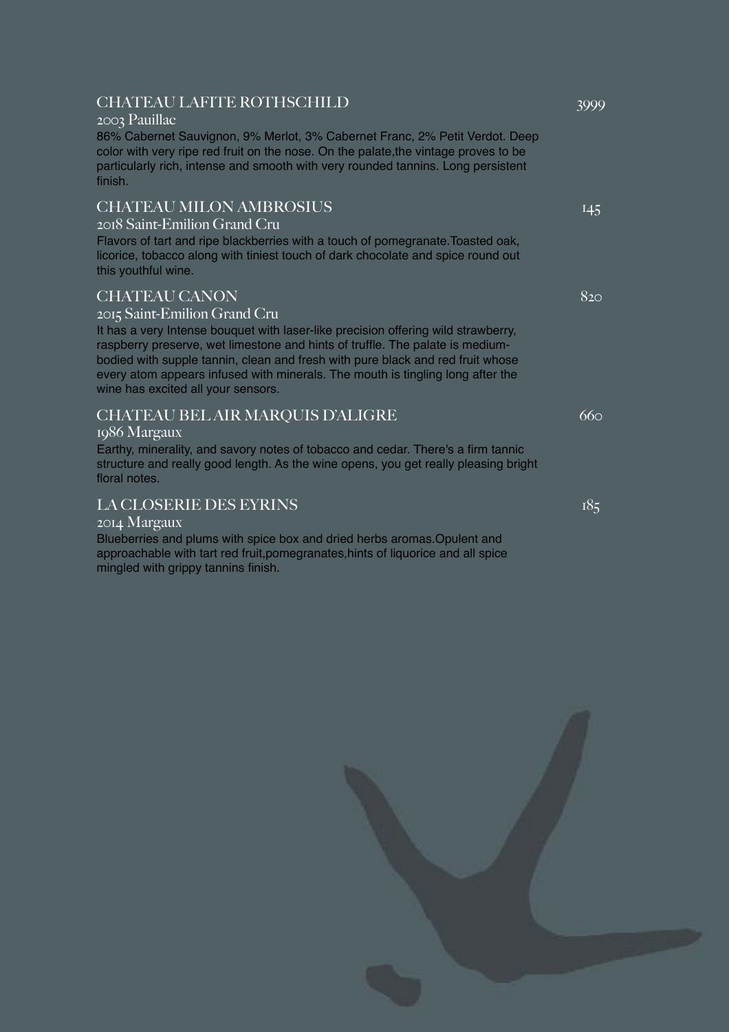### CHATEAU LAFITE ROTHSCHILD — 3999

2003 Pauillac

86% Cabernet Sauvignon, 9% Merlot, 3% Cabernet Franc, 2% Petit Verdot. Deep color with very ripe red fruit on the nose. On the palate,the vintage proves to be particularly rich, intense and smooth with very rounded tannins. Long persistent finish.

### CHATEAU MILON AMBROSIUS — 145

2018 Saint-Emilion Grand Cru

Flavors of tart and ripe blackberries with a touch of pomegranate.Toasted oak, licorice, tobacco along with tiniest touch of dark chocolate and spice round out this youthful wine.

### CHATEAU CANON — 820

2015 Saint-Emilion Grand Cru

It has a very Intense bouquet with laser-like precision offering wild strawberry, raspberry preserve, wet limestone and hints of truffle. The palate is medium-bodied with supple tannin, clean and fresh with pure black and red fruit whose every atom appears infused with minerals. The mouth is tingling long after the wine has excited all your sensors.

### CHATEAU BEL AIR MARQUIS D'ALIGRE — 660

1986 Margaux

Earthy, minerality, and savory notes of tobacco and cedar. There's a firm tannic structure and really good length. As the wine opens, you get really pleasing bright floral notes.

### LA CLOSERIE DES EYRINS — 185

2014 Margaux

Blueberries and plums with spice box and dried herbs aromas.Opulent and approachable with tart red fruit,pomegranates,hints of liquorice and all spice mingled with grippy tannins finish.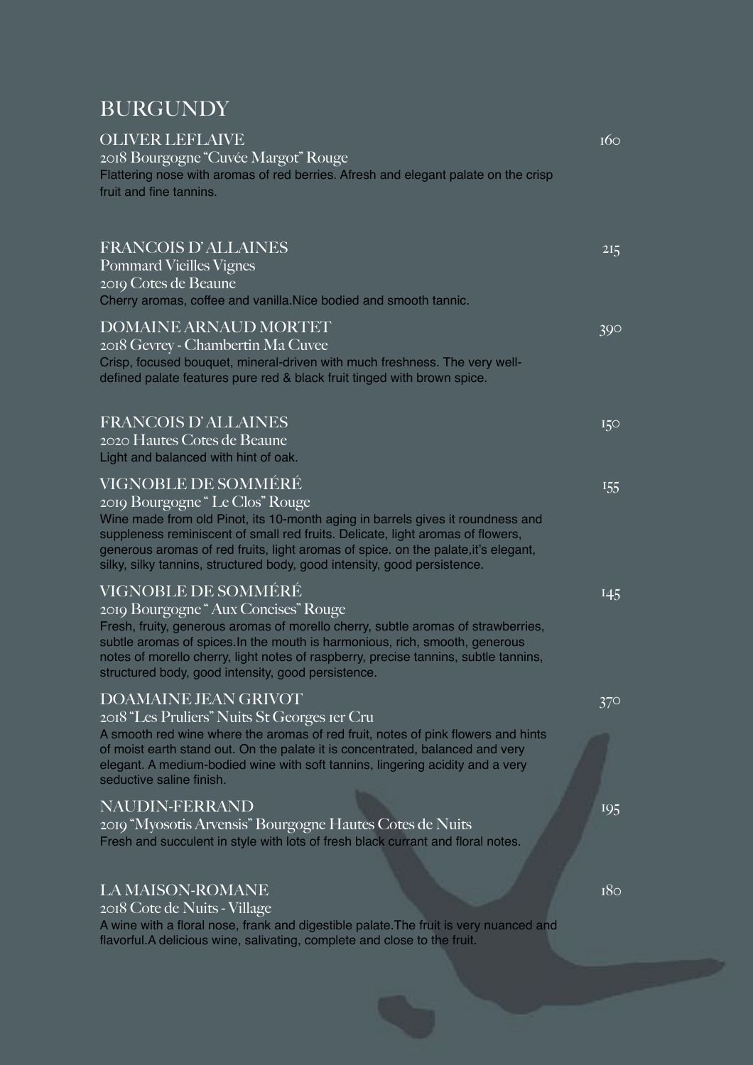# BURGUNDY

### OLIVER LEFLAIVE — 160

2018 Bourgogne "Cuvée Margot" Rouge

Flattering nose with aromas of red berries. Afresh and elegant palate on the crisp fruit and fine tannins.

### FRANCOIS D' ALLAINES — 215

Pommard Vieilles Vignes

2019 Cotes de Beaune

Cherry aromas, coffee and vanilla.Nice bodied and smooth tannic.

### DOMAINE ARNAUD MORTET — 390

2018 Gevrey - Chambertin Ma Cuvee

Crisp, focused bouquet, mineral-driven with much freshness. The very well-defined palate features pure red & black fruit tinged with brown spice.

### FRANCOIS D' ALLAINES — 150

2020 Hautes Cotes de Beaune

Light and balanced with hint of oak.

### VIGNOBLE DE SOMMÉRÉ — 155

2019 Bourgogne " Le Clos" Rouge

Wine made from old Pinot, its 10-month aging in barrels gives it roundness and suppleness reminiscent of small red fruits. Delicate, light aromas of flowers, generous aromas of red fruits, light aromas of spice. on the palate,it's elegant, silky, silky tannins, structured body, good intensity, good persistence.

### VIGNOBLE DE SOMMÉRÉ — 145

2019 Bourgogne " Aux Concises" Rouge

Fresh, fruity, generous aromas of morello cherry, subtle aromas of strawberries, subtle aromas of spices.In the mouth is harmonious, rich, smooth, generous notes of morello cherry, light notes of raspberry, precise tannins, subtle tannins, structured body, good intensity, good persistence.

### DOAMAINE JEAN GRIVOT — 370

2018 "Les Pruliers" Nuits St Georges 1er Cru

A smooth red wine where the aromas of red fruit, notes of pink flowers and hints of moist earth stand out. On the palate it is concentrated, balanced and very elegant. A medium-bodied wine with soft tannins, lingering acidity and a very seductive saline finish.

### NAUDIN-FERRAND — 195

2019 "Myosotis Arvensis" Bourgogne Hautes Cotes de Nuits

Fresh and succulent in style with lots of fresh black currant and floral notes.

### LA MAISON-ROMANE — 180

2018 Cote de Nuits - Village

A wine with a floral nose, frank and digestible palate.The fruit is very nuanced and flavorful.A delicious wine, salivating, complete and close to the fruit.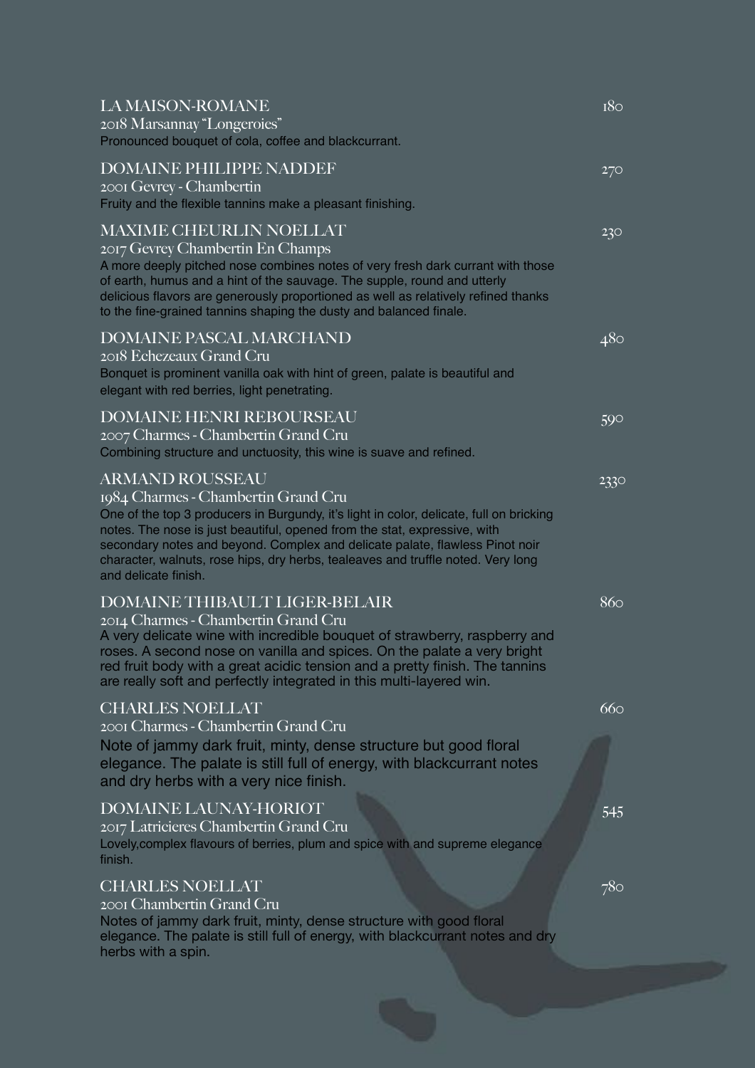**LA MAISON-ROMANE** — 180
2018 Marsannay "Longeroies"
Pronounced bouquet of cola, coffee and blackcurrant.

**DOMAINE PHILIPPE NADDEF** — 270
2001 Gevrey - Chambertin
Fruity and the flexible tannins make a pleasant finishing.

**MAXIME CHEURLIN NOELLAT** — 230
2017 Gevrey Chambertin En Champs
A more deeply pitched nose combines notes of very fresh dark currant with those of earth, humus and a hint of the sauvage. The supple, round and utterly delicious flavors are generously proportioned as well as relatively refined thanks to the fine-grained tannins shaping the dusty and balanced finale.

**DOMAINE PASCAL MARCHAND** — 480
2018 Echezeaux Grand Cru
Bonquet is prominent vanilla oak with hint of green, palate is beautiful and elegant with red berries, light penetrating.

**DOMAINE HENRI REBOURSEAU** — 590
2007 Charmes - Chambertin Grand Cru
Combining structure and unctuosity, this wine is suave and refined.

**ARMAND ROUSSEAU** — 2330
1984 Charmes - Chambertin Grand Cru
One of the top 3 producers in Burgundy, it's light in color, delicate, full on bricking notes. The nose is just beautiful, opened from the stat, expressive, with secondary notes and beyond. Complex and delicate palate, flawless Pinot noir character, walnuts, rose hips, dry herbs, tealeaves and truffle noted. Very long and delicate finish.

**DOMAINE THIBAULT LIGER-BELAIR** — 860
2014 Charmes - Chambertin Grand Cru
A very delicate wine with incredible bouquet of strawberry, raspberry and roses. A second nose on vanilla and spices. On the palate a very bright red fruit body with a great acidic tension and a pretty finish. The tannins are really soft and perfectly integrated in this multi-layered win.

**CHARLES NOELLAT** — 660
2001 Charmes - Chambertin Grand Cru
Note of jammy dark fruit, minty, dense structure but good floral elegance. The palate is still full of energy, with blackcurrant notes and dry herbs with a very nice finish.

**DOMAINE LAUNAY-HORIOT** — 545
2017 Latricieres Chambertin Grand Cru
Lovely,complex flavours of berries, plum and spice with and supreme elegance finish.

**CHARLES NOELLAT** — 780
2001 Chambertin Grand Cru
Notes of jammy dark fruit, minty, dense structure with good floral elegance. The palate is still full of energy, with blackcurrant notes and dry herbs with a spin.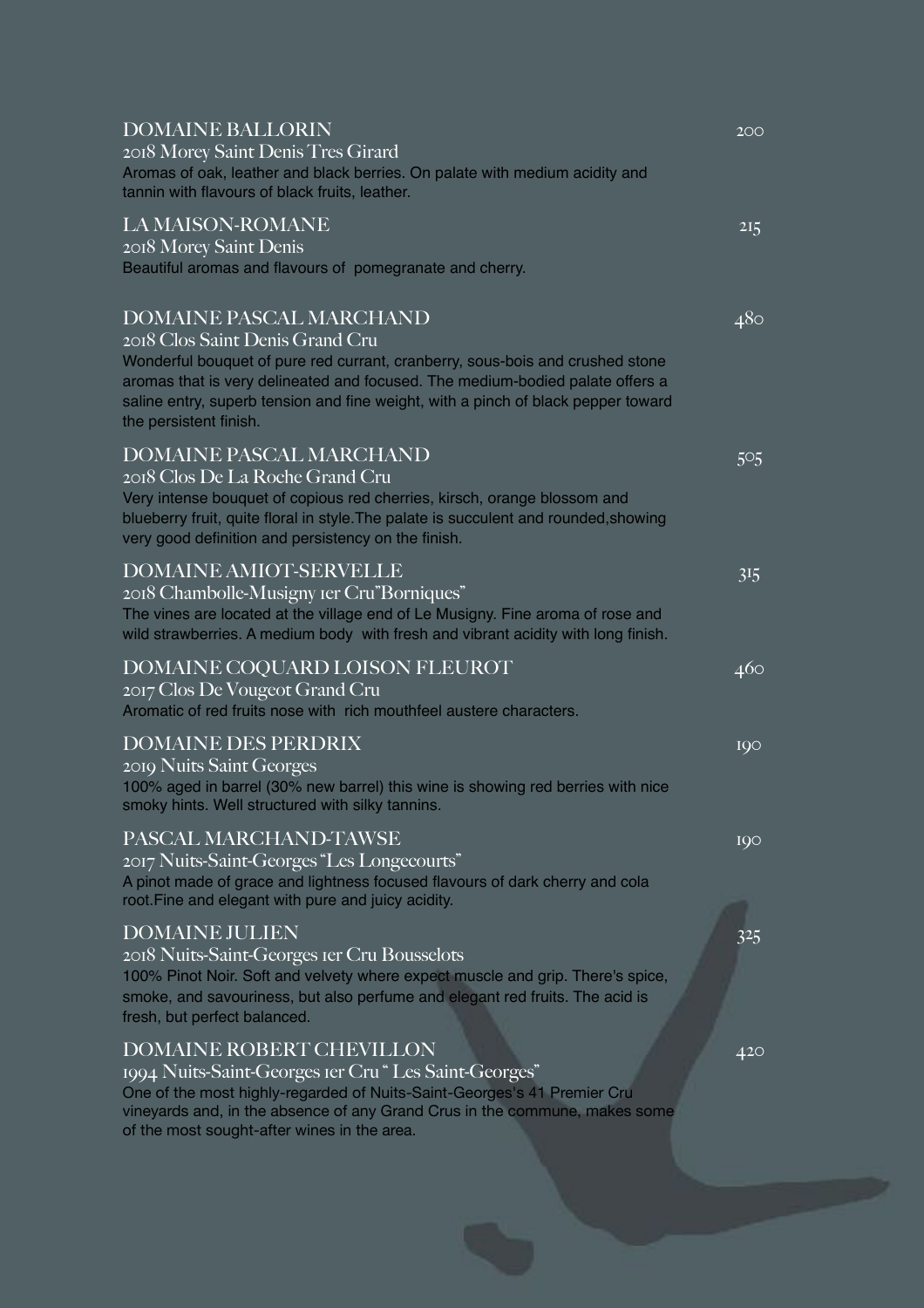### DOMAINE BALLORIN

2018 Morey Saint Denis Tres Girard

Aromas of oak, leather and black berries. On palate with medium acidity and tannin with flavours of black fruits, leather.

200

### LA MAISON-ROMANE

2018 Morey Saint Denis

Beautiful aromas and flavours of pomegranate and cherry.

215

### DOMAINE PASCAL MARCHAND

2018 Clos Saint Denis Grand Cru

Wonderful bouquet of pure red currant, cranberry, sous-bois and crushed stone aromas that is very delineated and focused. The medium-bodied palate offers a saline entry, superb tension and fine weight, with a pinch of black pepper toward the persistent finish.

480

### DOMAINE PASCAL MARCHAND

2018 Clos De La Roche Grand Cru

Very intense bouquet of copious red cherries, kirsch, orange blossom and blueberry fruit, quite floral in style.The palate is succulent and rounded,showing very good definition and persistency on the finish.

505

### DOMAINE AMIOT-SERVELLE

2018 Chambolle-Musigny 1er Cru"Borniques"

The vines are located at the village end of Le Musigny. Fine aroma of rose and wild strawberries. A medium body with fresh and vibrant acidity with long finish.

315

### DOMAINE COQUARD LOISON FLEUROT

2017 Clos De Vougeot Grand Cru

Aromatic of red fruits nose with rich mouthfeel austere characters.

460

### DOMAINE DES PERDRIX

2019 Nuits Saint Georges

100% aged in barrel (30% new barrel) this wine is showing red berries with nice smoky hints. Well structured with silky tannins.

190

### PASCAL MARCHAND-TAWSE

2017 Nuits-Saint-Georges "Les Longecourts"

A pinot made of grace and lightness focused flavours of dark cherry and cola root.Fine and elegant with pure and juicy acidity.

190

### DOMAINE JULIEN

2018 Nuits-Saint-Georges 1er Cru Bousselots

100% Pinot Noir. Soft and velvety where expect muscle and grip. There's spice, smoke, and savouriness, but also perfume and elegant red fruits. The acid is fresh, but perfect balanced.

325

### DOMAINE ROBERT CHEVILLON

1994 Nuits-Saint-Georges 1er Cru " Les Saint-Georges"

One of the most highly-regarded of Nuits-Saint-Georges's 41 Premier Cru vineyards and, in the absence of any Grand Crus in the commune, makes some of the most sought-after wines in the area.

420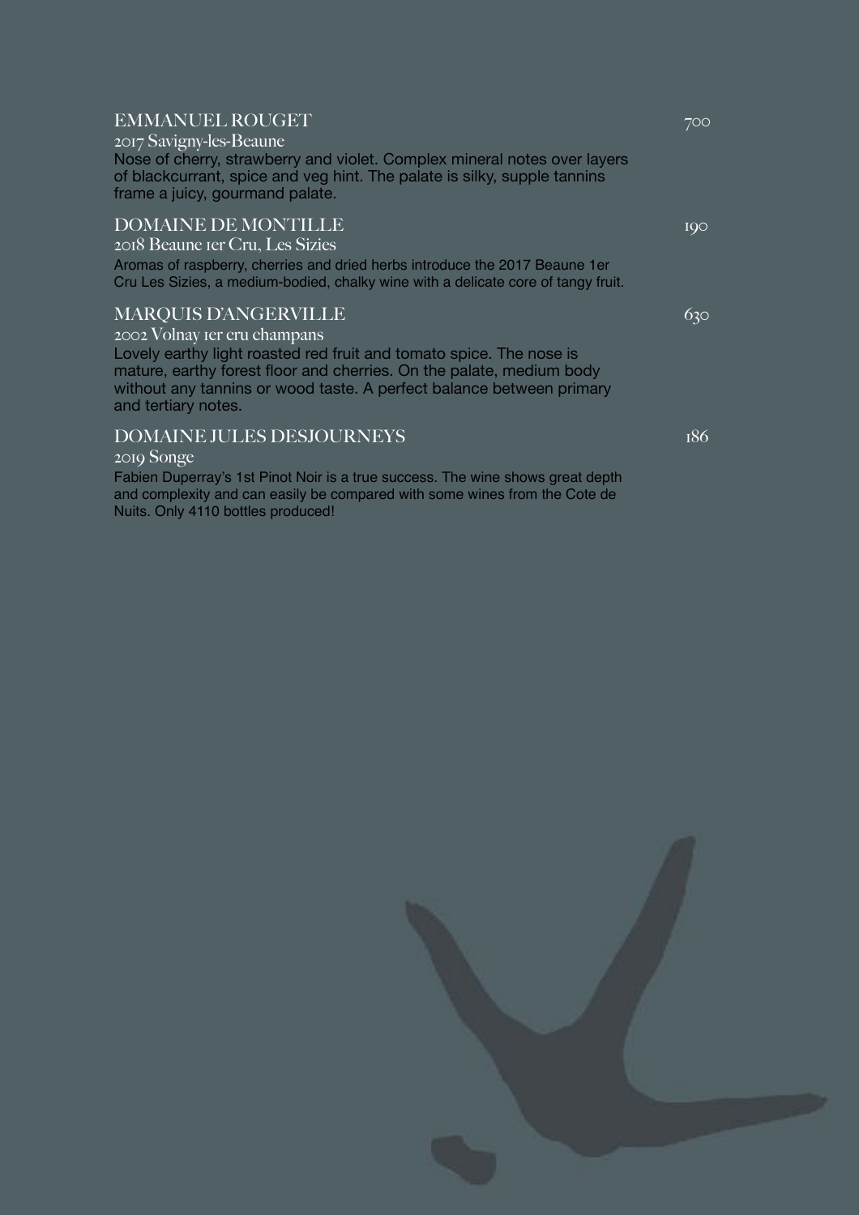## EMMANUEL ROUGET

700

2017 Savigny-les-Beaune

Nose of cherry, strawberry and violet. Complex mineral notes over layers of blackcurrant, spice and veg hint. The palate is silky, supple tannins frame a juicy, gourmand palate.

## DOMAINE DE MONTILLE

190

2018 Beaune 1er Cru, Les Sizies

Aromas of raspberry, cherries and dried herbs introduce the 2017 Beaune 1er Cru Les Sizies, a medium-bodied, chalky wine with a delicate core of tangy fruit.

## MARQUIS D'ANGERVILLE

630

2002 Volnay 1er cru champans

Lovely earthy light roasted red fruit and tomato spice. The nose is mature, earthy forest floor and cherries. On the palate, medium body without any tannins or wood taste. A perfect balance between primary and tertiary notes.

## DOMAINE JULES DESJOURNEYS

186

2019 Songe

Fabien Duperray's 1st Pinot Noir is a true success. The wine shows great depth and complexity and can easily be compared with some wines from the Cote de Nuits. Only 4110 bottles produced!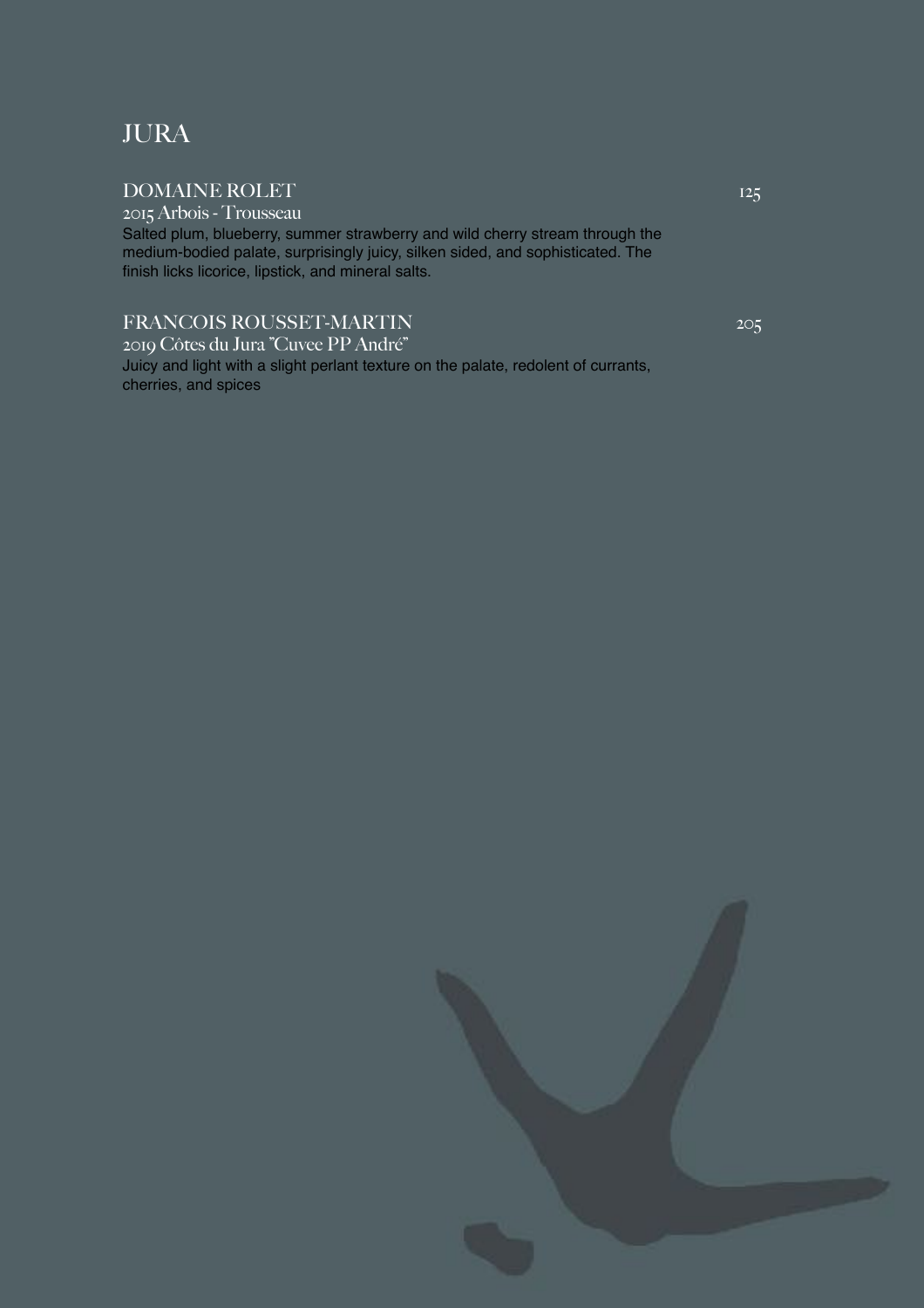# JURA

## DOMAINE ROLET 125

2015 Arbois - Trousseau

Salted plum, blueberry, summer strawberry and wild cherry stream through the medium-bodied palate, surprisingly juicy, silken sided, and sophisticated. The finish licks licorice, lipstick, and mineral salts.

## FRANCOIS ROUSSET-MARTIN 205

2019 Côtes du Jura "Cuvee PP André"

Juicy and light with a slight perlant texture on the palate, redolent of currants, cherries, and spices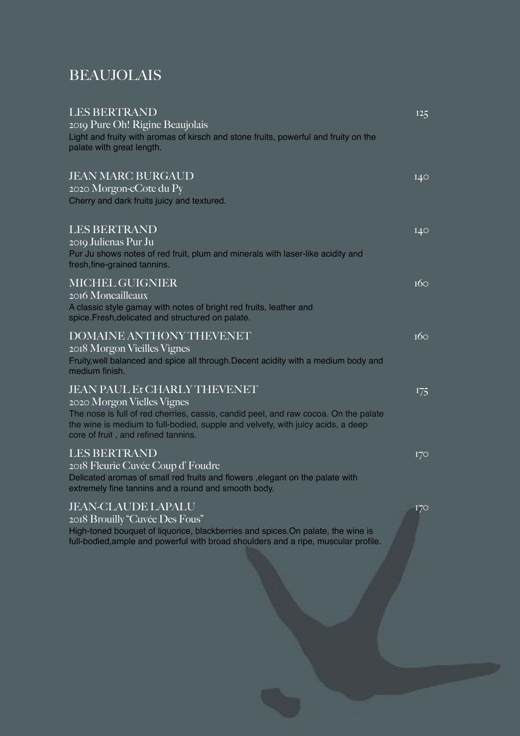# BEAUJOLAIS

**LES BERTRAND** — 125
2019 Pure Oh! Rigine Beaujolais
Light and fruity with aromas of kirsch and stone fruits, powerful and fruity on the palate with great length.

**JEAN MARC BURGAUD** — 140
2020 Morgon-eCote du Py
Cherry and dark fruits juicy and textured.

**LES BERTRAND** — 140
2019 Julienas Pur Ju
Pur Ju shows notes of red fruit, plum and minerals with laser-like acidity and fresh,fine-grained tannins.

**MICHEL GUIGNIER** — 160
2016 Moncailleaux
A classic style gamay with notes of bright red fruits, leather and spice.Fresh,delicated and structured on palate.

**DOMAINE ANTHONY THEVENET** — 160
2018 Morgon Vieilles Vignes
Fruity,well balanced and spice all through.Decent acidity with a medium body and medium finish.

**JEAN PAUL Et CHARLY THEVENET** — 175
2020 Morgon Vielles Vignes
The nose is full of red cherries, cassis, candid peel, and raw cocoa. On the palate the wine is medium to full-bodied, supple and velvety, with juicy acids, a deep core of fruit , and refined tannins.

**LES BERTRAND** — 170
2018 Fleurie Cuvée Coup d' Foudre
Delicated aromas of small red fruits and flowers ,elegant on the palate with extremely fine tannins and a round and smooth body.

**JEAN-CLAUDE LAPALU** — 170
2018 Brouilly "Cuvée Des Fous"
High-toned bouquet of liquorice, blackberries and spices.On palate, the wine is full-bodied,ample and powerful with broad shoulders and a ripe, muscular profile.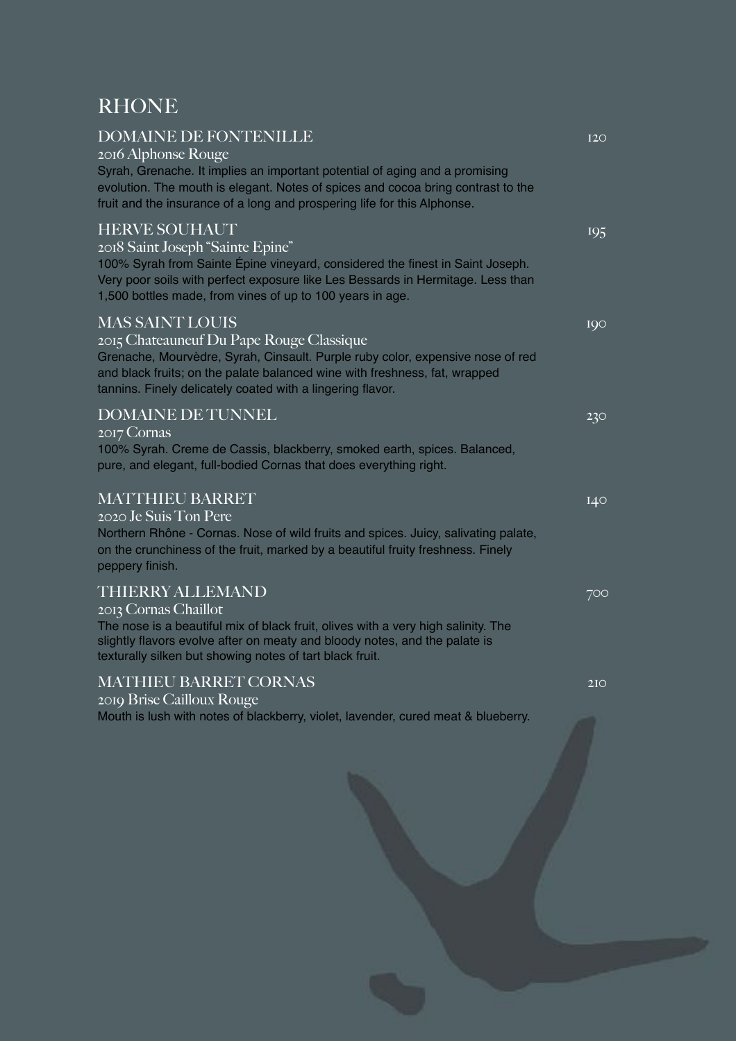# RHONE

### DOMAINE DE FONTENILLE — 120

2016 Alphonse Rouge

Syrah, Grenache. It implies an important potential of aging and a promising evolution. The mouth is elegant. Notes of spices and cocoa bring contrast to the fruit and the insurance of a long and prospering life for this Alphonse.

### HERVE SOUHAUT — 195

2018 Saint Joseph "Sainte Epine"

100% Syrah from Sainte Épine vineyard, considered the finest in Saint Joseph. Very poor soils with perfect exposure like Les Bessards in Hermitage. Less than 1,500 bottles made, from vines of up to 100 years in age.

### MAS SAINT LOUIS — 190

2015 Chateauneuf Du Pape Rouge Classique

Grenache, Mourvèdre, Syrah, Cinsault. Purple ruby color, expensive nose of red and black fruits; on the palate balanced wine with freshness, fat, wrapped tannins. Finely delicately coated with a lingering flavor.

### DOMAINE DE TUNNEL — 230

2017 Cornas

100% Syrah. Creme de Cassis, blackberry, smoked earth, spices. Balanced, pure, and elegant, full-bodied Cornas that does everything right.

### MATTHIEU BARRET — 140

2020 Je Suis Ton Pere

Northern Rhône - Cornas. Nose of wild fruits and spices. Juicy, salivating palate, on the crunchiness of the fruit, marked by a beautiful fruity freshness. Finely peppery finish.

### THIERRY ALLEMAND — 700

2013 Cornas Chaillot

The nose is a beautiful mix of black fruit, olives with a very high salinity. The slightly flavors evolve after on meaty and bloody notes, and the palate is texturally silken but showing notes of tart black fruit.

### MATHIEU BARRET CORNAS — 210

2019 Brise Cailloux Rouge

Mouth is lush with notes of blackberry, violet, lavender, cured meat & blueberry.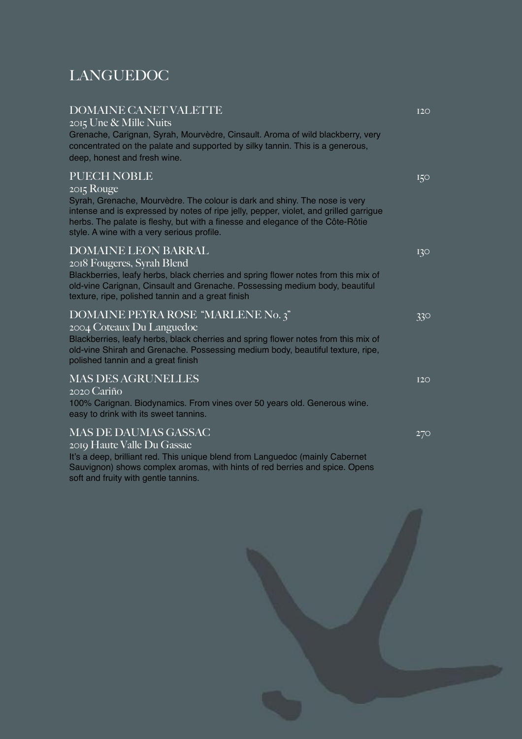# LANGUEDOC

### DOMAINE CANET VALETTE — 120

2015 Une & Mille Nuits

Grenache, Carignan, Syrah, Mourvèdre, Cinsault. Aroma of wild blackberry, very concentrated on the palate and supported by silky tannin. This is a generous, deep, honest and fresh wine.

### PUECH NOBLE — 150

2015 Rouge

Syrah, Grenache, Mourvèdre. The colour is dark and shiny. The nose is very intense and is expressed by notes of ripe jelly, pepper, violet, and grilled garrigue herbs. The palate is fleshy, but with a finesse and elegance of the Côte-Rôtie style. A wine with a very serious profile.

### DOMAINE LEON BARRAL — 130

2018 Fougeres, Syrah Blend

Blackberries, leafy herbs, black cherries and spring flower notes from this mix of old-vine Carignan, Cinsault and Grenache. Possessing medium body, beautiful texture, ripe, polished tannin and a great finish

### DOMAINE PEYRA ROSE "MARLENE No. 3" — 330

2004 Coteaux Du Languedoc

Blackberries, leafy herbs, black cherries and spring flower notes from this mix of old-vine Shirah and Grenache. Possessing medium body, beautiful texture, ripe, polished tannin and a great finish

### MAS DES AGRUNELLES — 120

2020 Cariño

100% Carignan. Biodynamics. From vines over 50 years old. Generous wine. easy to drink with its sweet tannins.

### MAS DE DAUMAS GASSAC — 270

2019 Haute Valle Du Gassac

It's a deep, brilliant red. This unique blend from Languedoc (mainly Cabernet Sauvignon) shows complex aromas, with hints of red berries and spice. Opens soft and fruity with gentle tannins.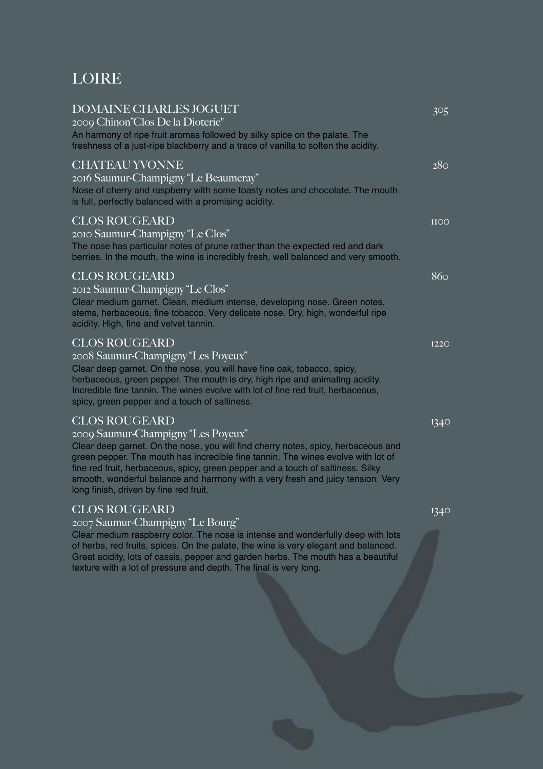# LOIRE

## DOMAINE CHARLES JOGUET — 305

2009 Chinon"Clos De la Dioterie"

An harmony of ripe fruit aromas followed by silky spice on the palate. The freshness of a just-ripe blackberry and a trace of vanilla to soften the acidity.

## CHATEAU YVONNE — 280

2016 Saumur-Champigny "Le Beaumeray"

Nose of cherry and raspberry with some toasty notes and chocolate. The mouth is full, perfectly balanced with a promising acidity.

## CLOS ROUGEARD — 1100

2010 Saumur-Champigny "Le Clos"

The nose has particular notes of prune rather than the expected red and dark berries. In the mouth, the wine is incredibly fresh, well balanced and very smooth.

## CLOS ROUGEARD — 860

2012 Saumur-Champigny "Le Clos"

Clear medium garnet. Clean, medium intense, developing nose. Green notes, stems, herbaceous, fine tobacco. Very delicate nose. Dry, high, wonderful ripe acidity. High, fine and velvet tannin.

## CLOS ROUGEARD — 1220

2008 Saumur-Champigny "Les Poyeux"

Clear deep garnet. On the nose, you will have fine oak, tobacco, spicy, herbaceous, green pepper. The mouth is dry, high ripe and animating acidity. Incredible fine tannin. The wines evolve with lot of fine red fruit, herbaceous, spicy, green pepper and a touch of saltiness.

## CLOS ROUGEARD — 1340

2009 Saumur-Champigny "Les Poyeux"

Clear deep garnet. On the nose, you will find cherry notes, spicy, herbaceous and green pepper. The mouth has incredible fine tannin. The wines evolve with lot of fine red fruit, herbaceous, spicy, green pepper and a touch of saltiness. Silky smooth, wonderful balance and harmony with a very fresh and juicy tension. Very long finish, driven by fine red fruit.

## CLOS ROUGEARD — 1340

2007 Saumur-Champigny "Le Bourg"

Clear medium raspberry color. The nose is intense and wonderfully deep with lots of herbs, red fruits, spices. On the palate, the wine is very elegant and balanced. Great acidity, lots of cassis, pepper and garden herbs. The mouth has a beautiful texture with a lot of pressure and depth. The final is very long.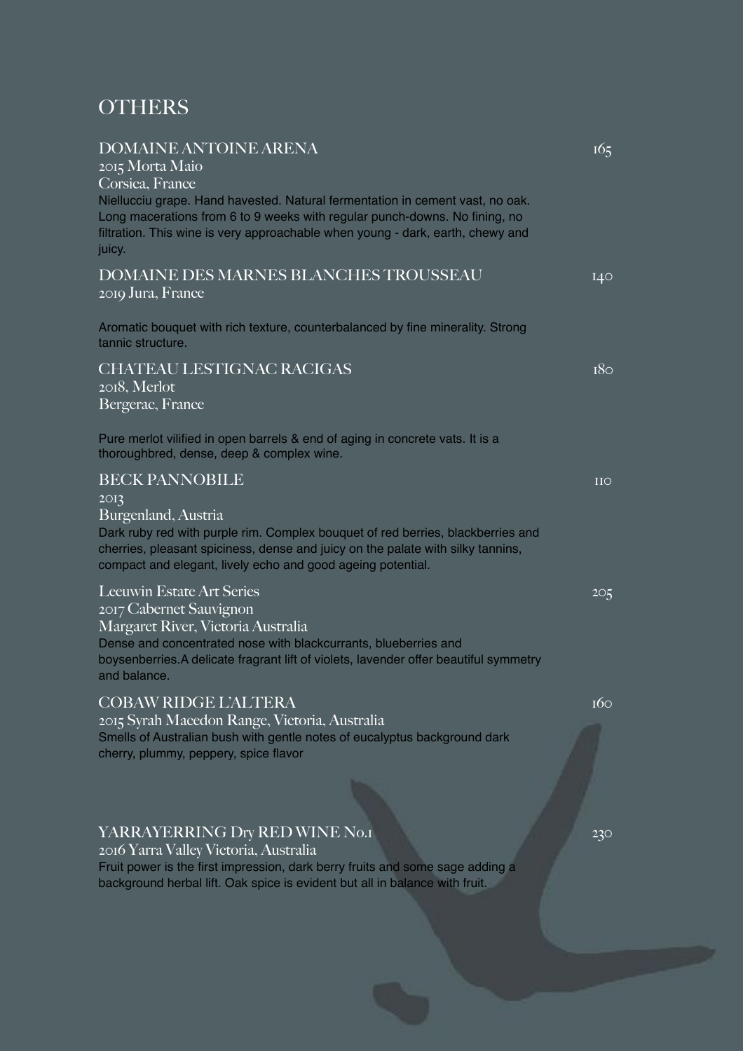# OTHERS

## DOMAINE ANTOINE ARENA — 165

2015 Morta Maio
Corsica, France

Niellucciu grape. Hand havested. Natural fermentation in cement vast, no oak. Long macerations from 6 to 9 weeks with regular punch-downs. No fining, no filtration. This wine is very approachable when young - dark, earth, chewy and juicy.

## DOMAINE DES MARNES BLANCHES TROUSSEAU — 140

2019 Jura, France

Aromatic bouquet with rich texture, counterbalanced by fine minerality. Strong tannic structure.

## CHATEAU LESTIGNAC RACIGAS — 180

2018, Merlot
Bergerac, France

Pure merlot vilified in open barrels & end of aging in concrete vats. It is a thoroughbred, dense, deep & complex wine.

## BECK PANNOBILE — 110

2013
Burgenland, Austria

Dark ruby red with purple rim. Complex bouquet of red berries, blackberries and cherries, pleasant spiciness, dense and juicy on the palate with silky tannins, compact and elegant, lively echo and good ageing potential.

## Leeuwin Estate Art Series — 205

2017 Cabernet Sauvignon
Margaret River, Victoria Australia

Dense and concentrated nose with blackcurrants, blueberries and boysenberries.A delicate fragrant lift of violets, lavender offer beautiful symmetry and balance.

## COBAW RIDGE L'ALTERA — 160

2015 Syrah Macedon Range, Victoria, Australia

Smells of Australian bush with gentle notes of eucalyptus background dark cherry, plummy, peppery, spice flavor

## YARRAYERRING Dry RED WINE No.1 — 230

2016 Yarra Valley Victoria, Australia

Fruit power is the first impression, dark berry fruits and some sage adding a background herbal lift. Oak spice is evident but all in balance with fruit.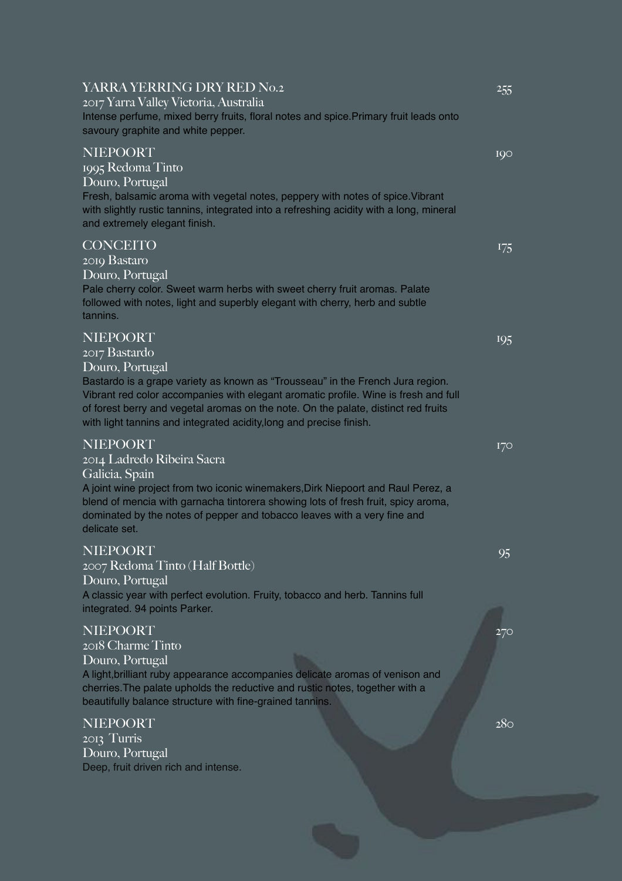### YARRA YERRING DRY RED No.2 — 255

2017 Yarra Valley Victoria, Australia

Intense perfume, mixed berry fruits, floral notes and spice.Primary fruit leads onto savoury graphite and white pepper.

### NIEPOORT — 190

1995 Redoma Tinto

Douro, Portugal

Fresh, balsamic aroma with vegetal notes, peppery with notes of spice.Vibrant with slightly rustic tannins, integrated into a refreshing acidity with a long, mineral and extremely elegant finish.

### CONCEITO — 175

2019 Bastaro

Douro, Portugal

Pale cherry color. Sweet warm herbs with sweet cherry fruit aromas. Palate followed with notes, light and superbly elegant with cherry, herb and subtle tannins.

### NIEPOORT — 195

2017 Bastardo

Douro, Portugal

Bastardo is a grape variety as known as "Trousseau" in the French Jura region. Vibrant red color accompanies with elegant aromatic profile. Wine is fresh and full of forest berry and vegetal aromas on the note. On the palate, distinct red fruits with light tannins and integrated acidity,long and precise finish.

### NIEPOORT — 170

2014 Ladredo Ribeira Sacra

Galicia, Spain

A joint wine project from two iconic winemakers,Dirk Niepoort and Raul Perez, a blend of mencia with garnacha tintorera showing lots of fresh fruit, spicy aroma, dominated by the notes of pepper and tobacco leaves with a very fine and delicate set.

### NIEPOORT — 95

2007 Redoma Tinto (Half Bottle)

Douro, Portugal

A classic year with perfect evolution. Fruity, tobacco and herb. Tannins full integrated. 94 points Parker.

### NIEPOORT — 270

2018 Charme Tinto

Douro, Portugal

A light,brilliant ruby appearance accompanies delicate aromas of venison and cherries.The palate upholds the reductive and rustic notes, together with a beautifully balance structure with fine-grained tannins.

### NIEPOORT — 280

2013 Turris

Douro, Portugal

Deep, fruit driven rich and intense.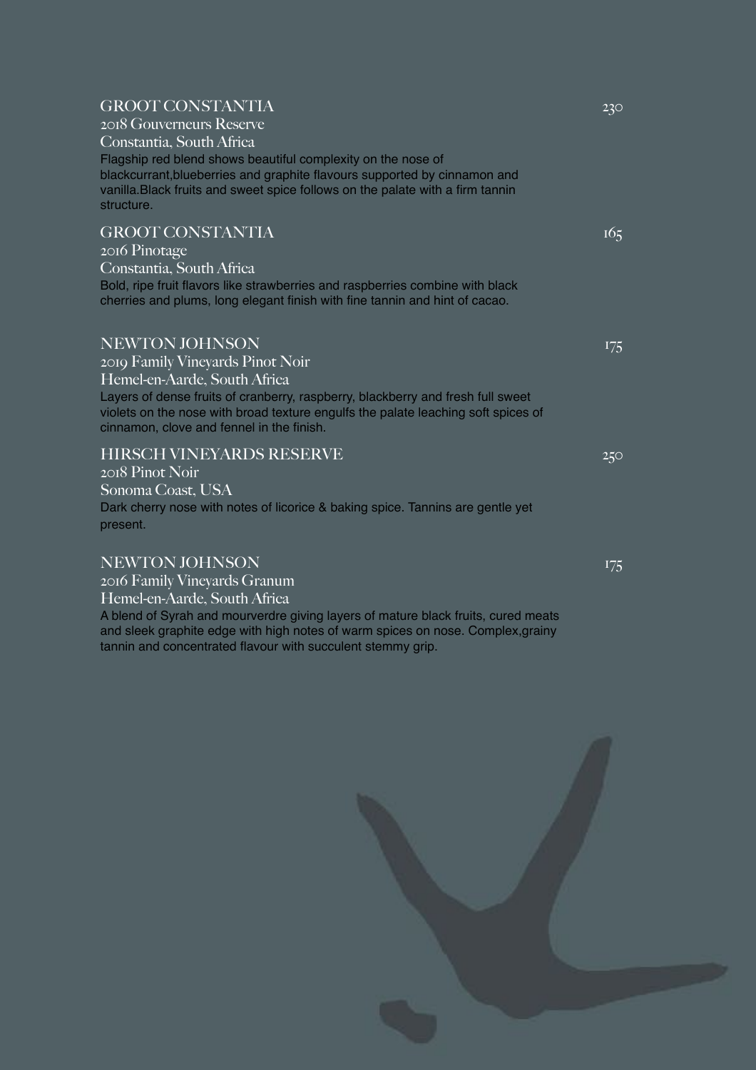### GROOT CONSTANTIA

2018 Gouverneurs Reserve
Constantia, South Africa

Flagship red blend shows beautiful complexity on the nose of blackcurrant,blueberries and graphite flavours supported by cinnamon and vanilla.Black fruits and sweet spice follows on the palate with a firm tannin structure.

230

### GROOT CONSTANTIA

2016 Pinotage
Constantia, South Africa

Bold, ripe fruit flavors like strawberries and raspberries combine with black cherries and plums, long elegant finish with fine tannin and hint of cacao.

165

### NEWTON JOHNSON

2019 Family Vineyards Pinot Noir
Hemel-en-Aarde, South Africa

Layers of dense fruits of cranberry, raspberry, blackberry and fresh full sweet violets on the nose with broad texture engulfs the palate leaching soft spices of cinnamon, clove and fennel in the finish.

175

### HIRSCH VINEYARDS RESERVE

2018 Pinot Noir
Sonoma Coast, USA

Dark cherry nose with notes of licorice & baking spice. Tannins are gentle yet present.

250

### NEWTON JOHNSON

2016 Family Vineyards Granum
Hemel-en-Aarde, South Africa

A blend of Syrah and mourverdre giving layers of mature black fruits, cured meats and sleek graphite edge with high notes of warm spices on nose. Complex,grainy tannin and concentrated flavour with succulent stemmy grip.

175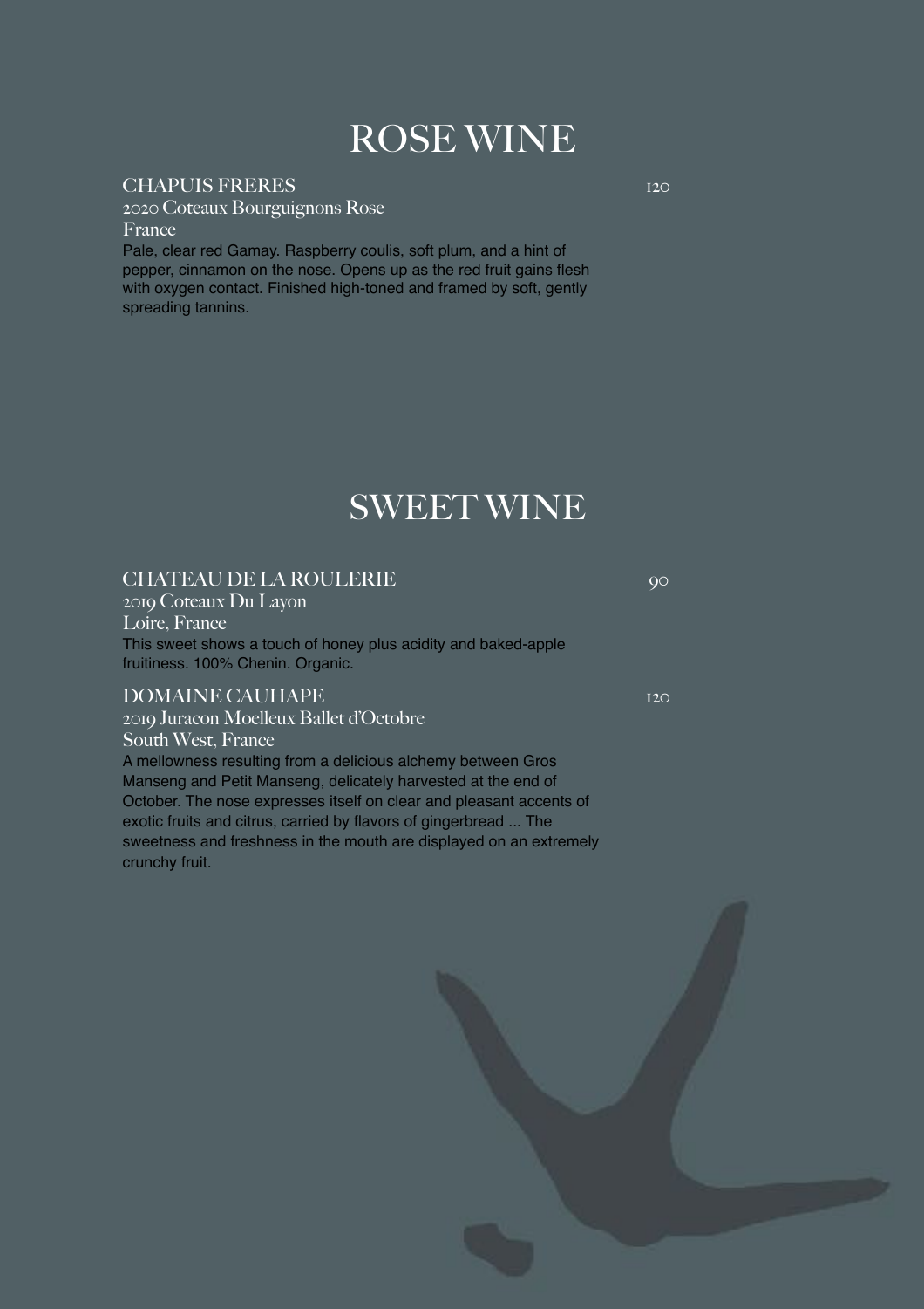# ROSE WINE

### CHAPUIS FRERES

120

2020 Coteaux Bourguignons Rose

France

Pale, clear red Gamay. Raspberry coulis, soft plum, and a hint of pepper, cinnamon on the nose. Opens up as the red fruit gains flesh with oxygen contact. Finished high-toned and framed by soft, gently spreading tannins.

# SWEET WINE

### CHATEAU DE LA ROULERIE

90

2019 Coteaux Du Layon

Loire, France

This sweet shows a touch of honey plus acidity and baked-apple fruitiness. 100% Chenin. Organic.

### DOMAINE CAUHAPE

120

2019 Juracon Moelleux Ballet d'Octobre

South West, France

A mellowness resulting from a delicious alchemy between Gros Manseng and Petit Manseng, delicately harvested at the end of October. The nose expresses itself on clear and pleasant accents of exotic fruits and citrus, carried by flavors of gingerbread ... The sweetness and freshness in the mouth are displayed on an extremely crunchy fruit.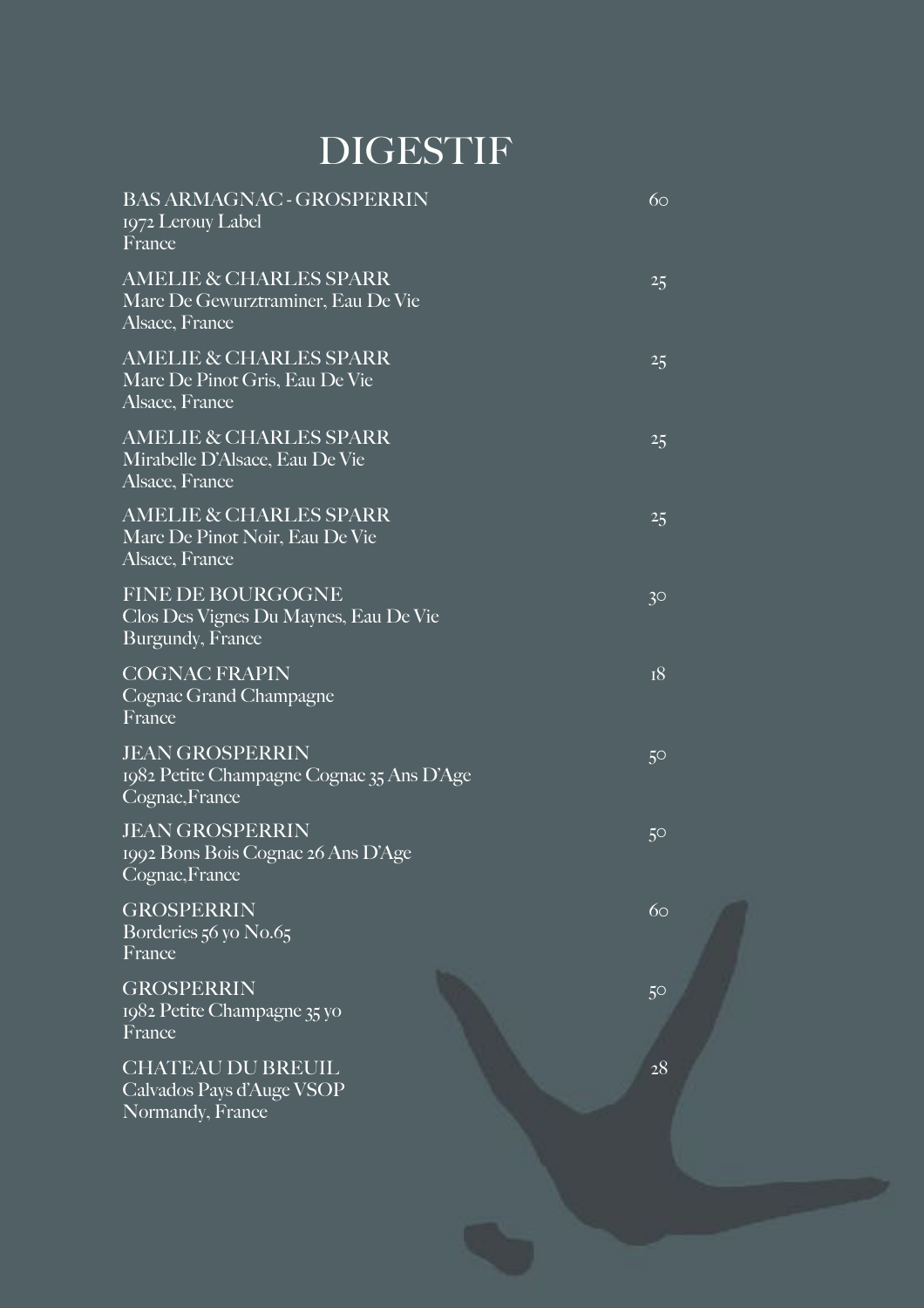# DIGESTIF

| | |
|---|---|
| BAS ARMAGNAC - GROSPERRIN<br>1972 Lerouy Label<br>France | 60 |
| AMELIE & CHARLES SPARR<br>Marc De Gewurztraminer, Eau De Vie<br>Alsace, France | 25 |
| AMELIE & CHARLES SPARR<br>Marc De Pinot Gris, Eau De Vie<br>Alsace, France | 25 |
| AMELIE & CHARLES SPARR<br>Mirabelle D'Alsace, Eau De Vie<br>Alsace, France | 25 |
| AMELIE & CHARLES SPARR<br>Marc De Pinot Noir, Eau De Vie<br>Alsace, France | 25 |
| FINE DE BOURGOGNE<br>Clos Des Vignes Du Maynes, Eau De Vie<br>Burgundy, France | 30 |
| COGNAC FRAPIN<br>Cognac Grand Champagne<br>France | 18 |
| JEAN GROSPERRIN<br>1982 Petite Champagne Cognac 35 Ans D'Age<br>Cognac,France | 50 |
| JEAN GROSPERRIN<br>1992 Bons Bois Cognac 26 Ans D'Age<br>Cognac,France | 50 |
| GROSPERRIN<br>Borderies 56 yo No.65<br>France | 60 |
| GROSPERRIN<br>1982 Petite Champagne 35 yo<br>France | 50 |
| CHATEAU DU BREUIL<br>Calvados Pays d'Auge VSOP<br>Normandy, France | 28 |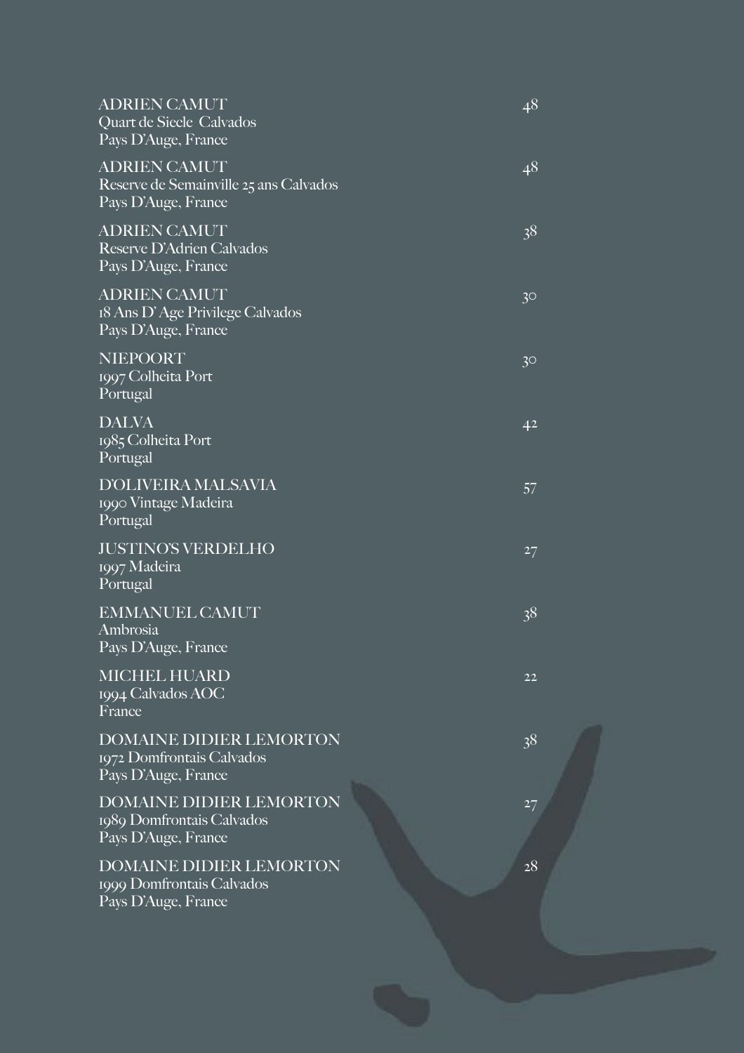| | |
|---|---|
| ADRIEN CAMUT<br>Quart de Siecle Calvados<br>Pays D'Auge, France | 48 |
| ADRIEN CAMUT<br>Reserve de Semainville 25 ans Calvados<br>Pays D'Auge, France | 48 |
| ADRIEN CAMUT<br>Reserve D'Adrien Calvados<br>Pays D'Auge, France | 38 |
| ADRIEN CAMUT<br>18 Ans D' Age Privilege Calvados<br>Pays D'Auge, France | 30 |
| NIEPOORT<br>1997 Colheita Port<br>Portugal | 30 |
| DALVA<br>1985 Colheita Port<br>Portugal | 42 |
| D'OLIVEIRA MALSAVIA<br>1990 Vintage Madeira<br>Portugal | 57 |
| JUSTINO'S VERDELHO<br>1997 Madeira<br>Portugal | 27 |
| EMMANUEL CAMUT<br>Ambrosia<br>Pays D'Auge, France | 38 |
| MICHEL HUARD<br>1994 Calvados AOC<br>France | 22 |
| DOMAINE DIDIER LEMORTON<br>1972 Domfrontais Calvados<br>Pays D'Auge, France | 38 |
| DOMAINE DIDIER LEMORTON<br>1989 Domfrontais Calvados<br>Pays D'Auge, France | 27 |
| DOMAINE DIDIER LEMORTON<br>1999 Domfrontais Calvados<br>Pays D'Auge, France | 28 |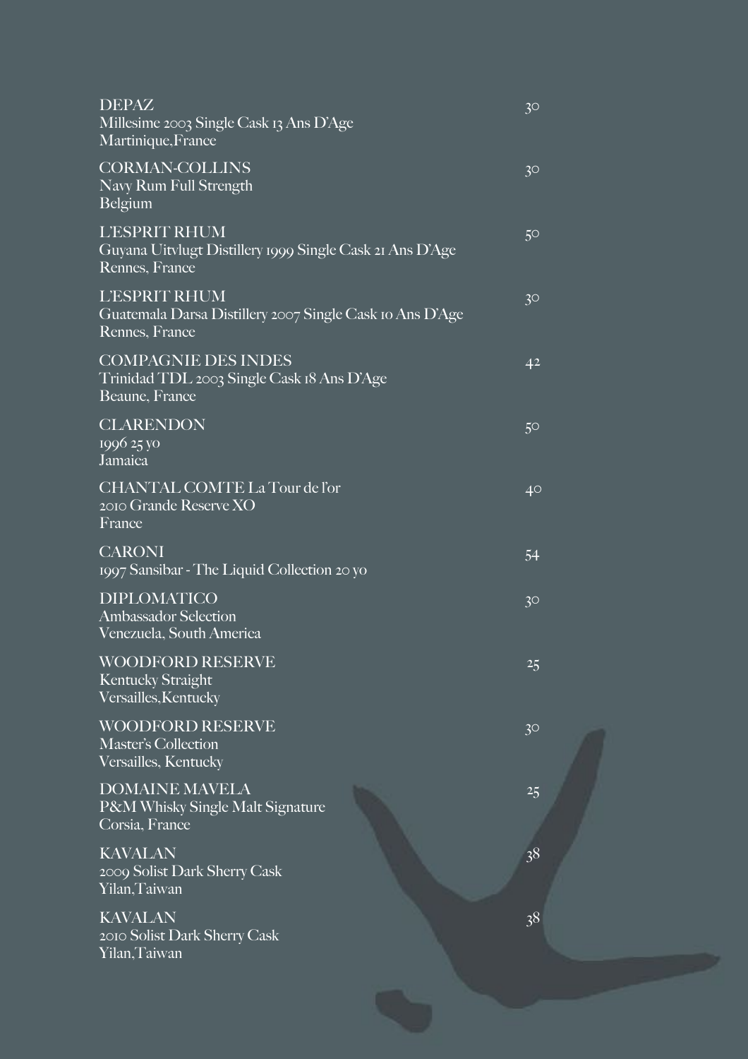**DEPAZ**
Millesime 2003 Single Cask 13 Ans D'Age
Martinique,France
30

**CORMAN-COLLINS**
Navy Rum Full Strength
Belgium
30

**L'ESPRIT RHUM**
Guyana Uitvlugt Distillery 1999 Single Cask 21 Ans D'Age
Rennes, France
50

**L'ESPRIT RHUM**
Guatemala Darsa Distillery 2007 Single Cask 10 Ans D'Age
Rennes, France
30

**COMPAGNIE DES INDES**
Trinidad TDL 2003 Single Cask 18 Ans D'Age
Beaune, France
42

**CLARENDON**
1996 25 yo
Jamaica
50

**CHANTAL COMTE La Tour de l'or**
2010 Grande Reserve XO
France
40

**CARONI**
1997 Sansibar - The Liquid Collection 20 yo
54

**DIPLOMATICO**
Ambassador Selection
Venezuela, South America
30

**WOODFORD RESERVE**
Kentucky Straight
Versailles,Kentucky
25

**WOODFORD RESERVE**
Master's Collection
Versailles, Kentucky
30

**DOMAINE MAVELA**
P&M Whisky Single Malt Signature
Corsia, France
25

**KAVALAN**
2009 Solist Dark Sherry Cask
Yilan,Taiwan
38

**KAVALAN**
2010 Solist Dark Sherry Cask
Yilan,Taiwan
38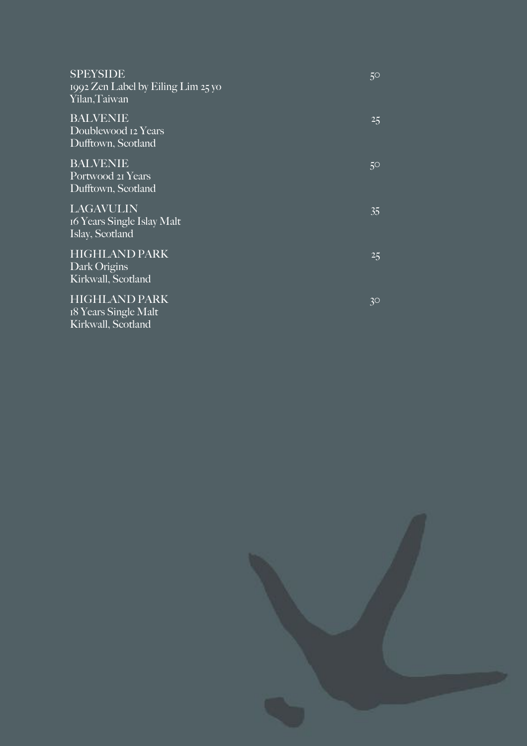**SPEYSIDE** 50
1992 Zen Label by Eiling Lim 25 yo
Yilan,Taiwan

**BALVENIE** 25
Doublewood 12 Years
Dufftown, Scotland

**BALVENIE** 50
Portwood 21 Years
Dufftown, Scotland

**LAGAVULIN** 35
16 Years Single Islay Malt
Islay, Scotland

**HIGHLAND PARK** 25
Dark Origins
Kirkwall, Scotland

**HIGHLAND PARK** 30
18 Years Single Malt
Kirkwall, Scotland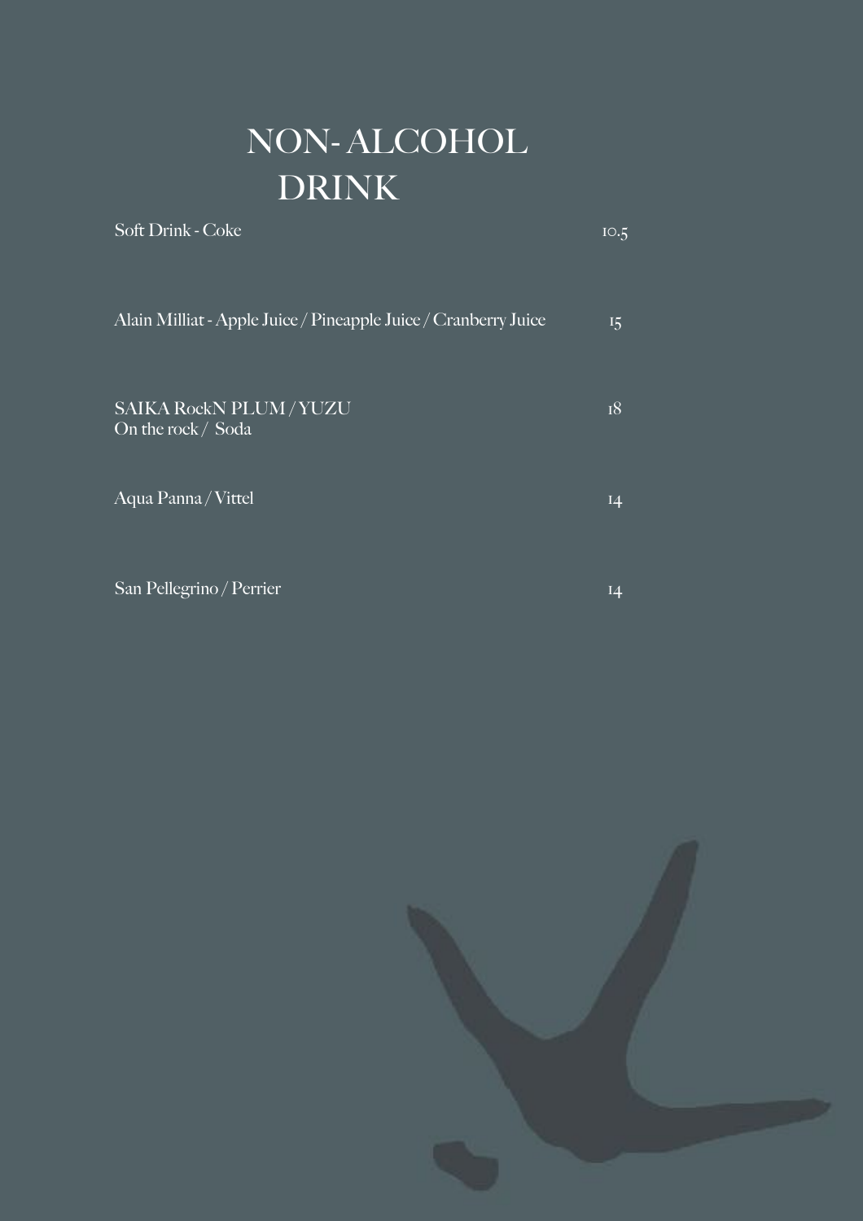# NON- ALCOHOL DRINK

| | |
|---|---|
| Soft Drink - Coke | 10.5 |
| Alain Milliat - Apple Juice / Pineapple Juice / Cranberry Juice | 15 |
| SAIKA RockN PLUM / YUZU<br>On the rock / Soda | 18 |
| Aqua Panna / Vittel | 14 |
| San Pellegrino / Perrier | 14 |